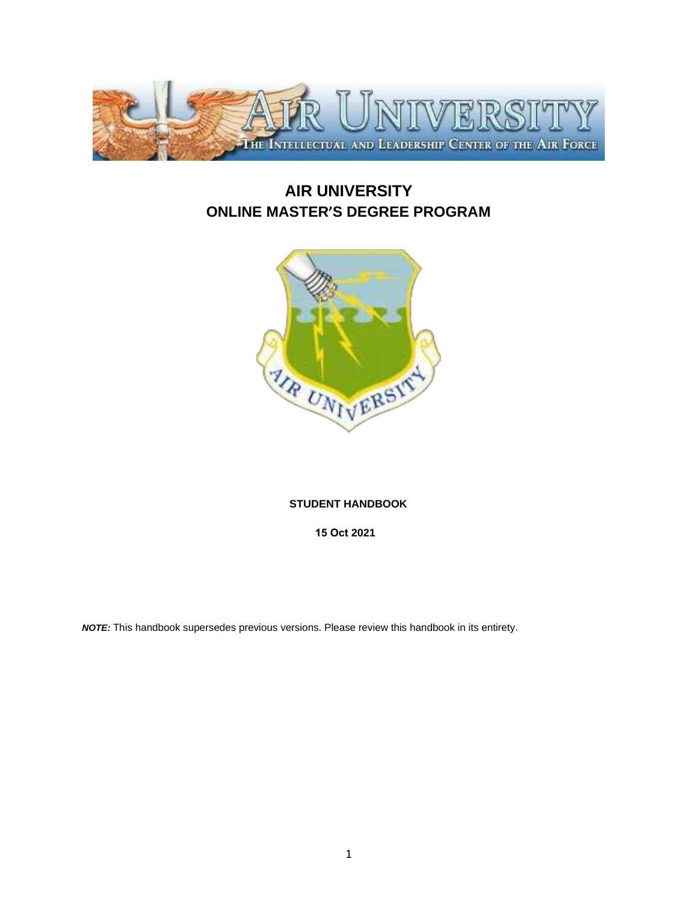# AIR UNIVERSITY
# ONLINE MASTER'S DEGREE PROGRAM

**STUDENT HANDBOOK**

**15 Oct 2021**

***NOTE:*** This handbook supersedes previous versions. Please review this handbook in its entirety.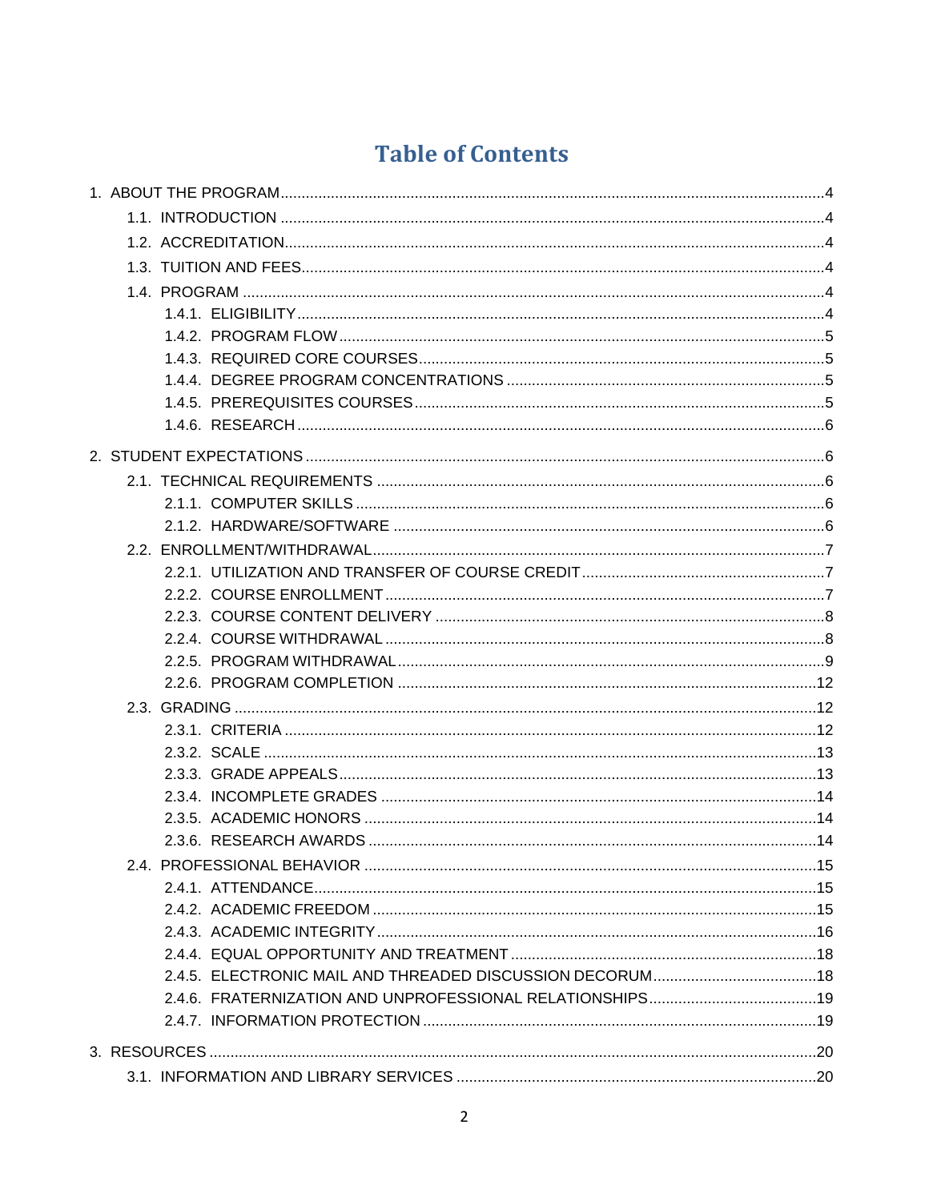# Table of Contents

1. ABOUT THE PROGRAM ........ 4
   - 1.1. INTRODUCTION ........ 4
   - 1.2. ACCREDITATION ........ 4
   - 1.3. TUITION AND FEES ........ 4
   - 1.4. PROGRAM ........ 4
     - 1.4.1. ELIGIBILITY ........ 4
     - 1.4.2. PROGRAM FLOW ........ 5
     - 1.4.3. REQUIRED CORE COURSES ........ 5
     - 1.4.4. DEGREE PROGRAM CONCENTRATIONS ........ 5
     - 1.4.5. PREREQUISITES COURSES ........ 5
     - 1.4.6. RESEARCH ........ 6
2. STUDENT EXPECTATIONS ........ 6
   - 2.1. TECHNICAL REQUIREMENTS ........ 6
     - 2.1.1. COMPUTER SKILLS ........ 6
     - 2.1.2. HARDWARE/SOFTWARE ........ 6
   - 2.2. ENROLLMENT/WITHDRAWAL ........ 7
     - 2.2.1. UTILIZATION AND TRANSFER OF COURSE CREDIT ........ 7
     - 2.2.2. COURSE ENROLLMENT ........ 7
     - 2.2.3. COURSE CONTENT DELIVERY ........ 8
     - 2.2.4. COURSE WITHDRAWAL ........ 8
     - 2.2.5. PROGRAM WITHDRAWAL ........ 9
     - 2.2.6. PROGRAM COMPLETION ........ 12
   - 2.3. GRADING ........ 12
     - 2.3.1. CRITERIA ........ 12
     - 2.3.2. SCALE ........ 13
     - 2.3.3. GRADE APPEALS ........ 13
     - 2.3.4. INCOMPLETE GRADES ........ 14
     - 2.3.5. ACADEMIC HONORS ........ 14
     - 2.3.6. RESEARCH AWARDS ........ 14
   - 2.4. PROFESSIONAL BEHAVIOR ........ 15
     - 2.4.1. ATTENDANCE ........ 15
     - 2.4.2. ACADEMIC FREEDOM ........ 15
     - 2.4.3. ACADEMIC INTEGRITY ........ 16
     - 2.4.4. EQUAL OPPORTUNITY AND TREATMENT ........ 18
     - 2.4.5. ELECTRONIC MAIL AND THREADED DISCUSSION DECORUM ........ 18
     - 2.4.6. FRATERNIZATION AND UNPROFESSIONAL RELATIONSHIPS ........ 19
     - 2.4.7. INFORMATION PROTECTION ........ 19
3. RESOURCES ........ 20
   - 3.1. INFORMATION AND LIBRARY SERVICES ........ 20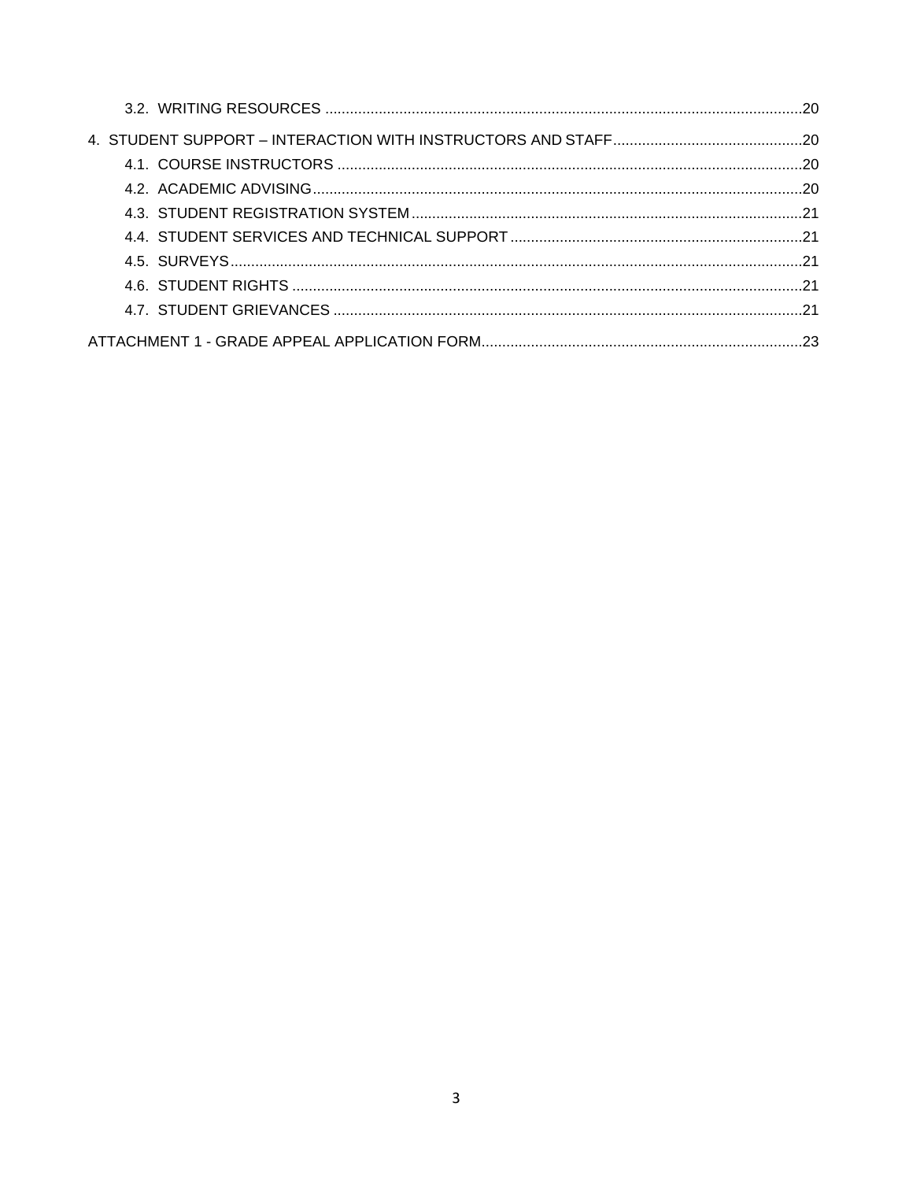3.2. WRITING RESOURCES ........ 20

4. STUDENT SUPPORT – INTERACTION WITH INSTRUCTORS AND STAFF ........ 20

4.1. COURSE INSTRUCTORS ........ 20

4.2. ACADEMIC ADVISING ........ 20

4.3. STUDENT REGISTRATION SYSTEM ........ 21

4.4. STUDENT SERVICES AND TECHNICAL SUPPORT ........ 21

4.5. SURVEYS ........ 21

4.6. STUDENT RIGHTS ........ 21

4.7. STUDENT GRIEVANCES ........ 21

ATTACHMENT 1 - GRADE APPEAL APPLICATION FORM ........ 23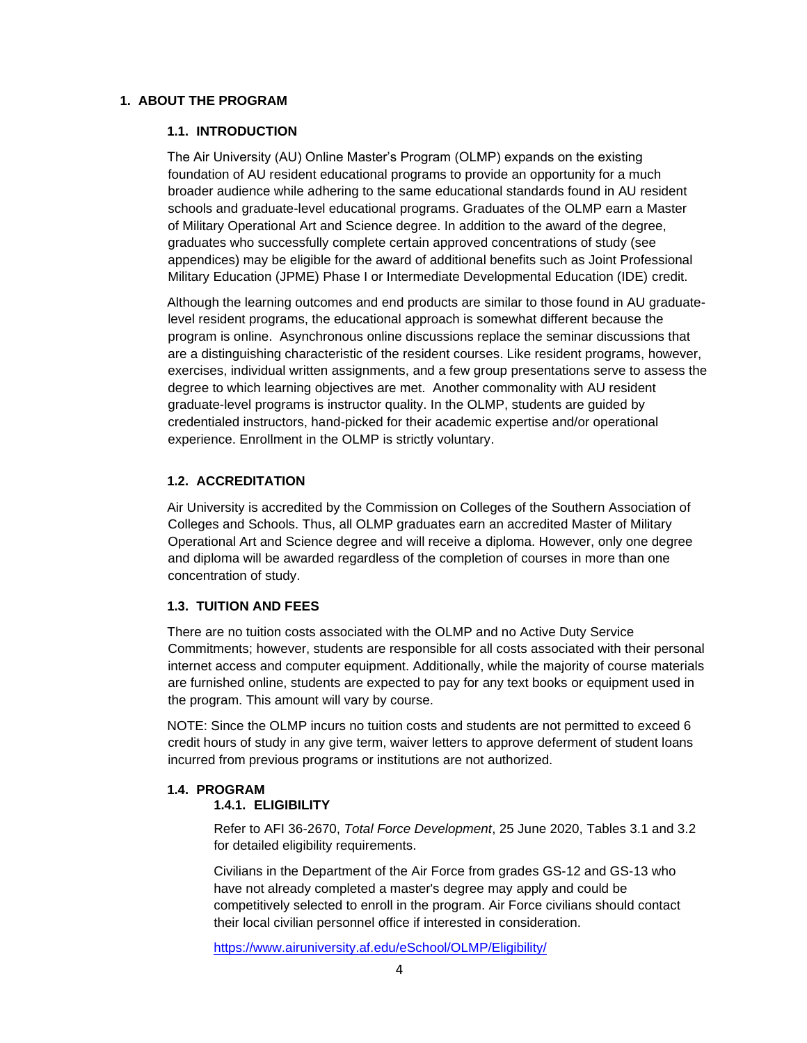# 1. ABOUT THE PROGRAM

## 1.1. INTRODUCTION

The Air University (AU) Online Master's Program (OLMP) expands on the existing foundation of AU resident educational programs to provide an opportunity for a much broader audience while adhering to the same educational standards found in AU resident schools and graduate-level educational programs. Graduates of the OLMP earn a Master of Military Operational Art and Science degree. In addition to the award of the degree, graduates who successfully complete certain approved concentrations of study (see appendices) may be eligible for the award of additional benefits such as Joint Professional Military Education (JPME) Phase I or Intermediate Developmental Education (IDE) credit.

Although the learning outcomes and end products are similar to those found in AU graduate-level resident programs, the educational approach is somewhat different because the program is online. Asynchronous online discussions replace the seminar discussions that are a distinguishing characteristic of the resident courses. Like resident programs, however, exercises, individual written assignments, and a few group presentations serve to assess the degree to which learning objectives are met. Another commonality with AU resident graduate-level programs is instructor quality. In the OLMP, students are guided by credentialed instructors, hand-picked for their academic expertise and/or operational experience. Enrollment in the OLMP is strictly voluntary.

## 1.2. ACCREDITATION

Air University is accredited by the Commission on Colleges of the Southern Association of Colleges and Schools. Thus, all OLMP graduates earn an accredited Master of Military Operational Art and Science degree and will receive a diploma. However, only one degree and diploma will be awarded regardless of the completion of courses in more than one concentration of study.

## 1.3. TUITION AND FEES

There are no tuition costs associated with the OLMP and no Active Duty Service Commitments; however, students are responsible for all costs associated with their personal internet access and computer equipment. Additionally, while the majority of course materials are furnished online, students are expected to pay for any text books or equipment used in the program. This amount will vary by course.

NOTE: Since the OLMP incurs no tuition costs and students are not permitted to exceed 6 credit hours of study in any give term, waiver letters to approve deferment of student loans incurred from previous programs or institutions are not authorized.

## 1.4. PROGRAM

### 1.4.1. ELIGIBILITY

Refer to AFI 36-2670, *Total Force Development*, 25 June 2020, Tables 3.1 and 3.2 for detailed eligibility requirements.

Civilians in the Department of the Air Force from grades GS-12 and GS-13 who have not already completed a master's degree may apply and could be competitively selected to enroll in the program. Air Force civilians should contact their local civilian personnel office if interested in consideration.

https://www.airuniversity.af.edu/eSchool/OLMP/Eligibility/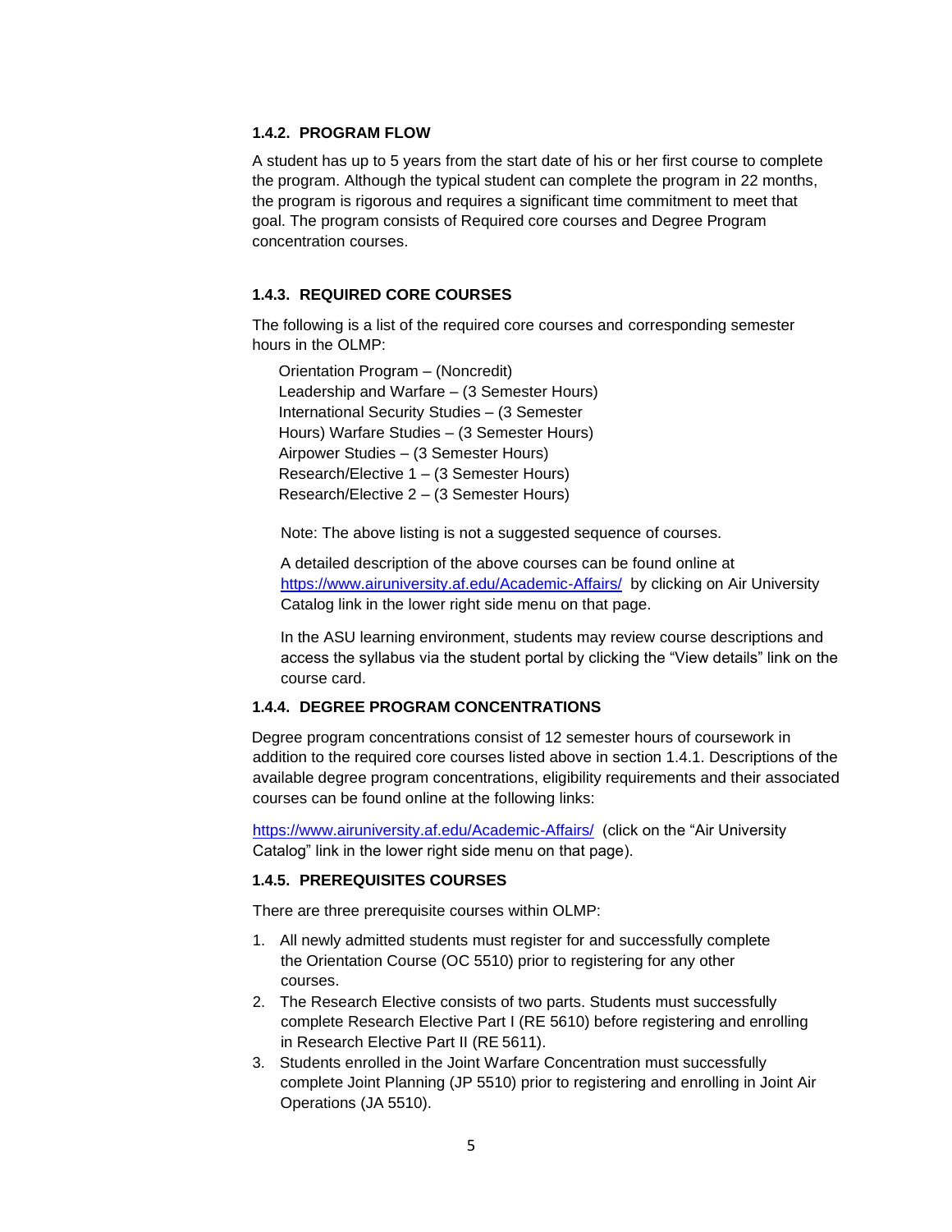#### 1.4.2. PROGRAM FLOW

A student has up to 5 years from the start date of his or her first course to complete the program. Although the typical student can complete the program in 22 months, the program is rigorous and requires a significant time commitment to meet that goal. The program consists of Required core courses and Degree Program concentration courses.

#### 1.4.3. REQUIRED CORE COURSES

The following is a list of the required core courses and corresponding semester hours in the OLMP:

- Orientation Program – (Noncredit)
- Leadership and Warfare – (3 Semester Hours)
- International Security Studies – (3 Semester Hours)
- Warfare Studies – (3 Semester Hours)
- Airpower Studies – (3 Semester Hours)
- Research/Elective 1 – (3 Semester Hours)
- Research/Elective 2 – (3 Semester Hours)

Note: The above listing is not a suggested sequence of courses.

A detailed description of the above courses can be found online at [https://www.airuniversity.af.edu/Academic-Affairs/](https://www.airuniversity.af.edu/Academic-Affairs/) by clicking on Air University Catalog link in the lower right side menu on that page.

In the ASU learning environment, students may review course descriptions and access the syllabus via the student portal by clicking the "View details" link on the course card.

#### 1.4.4. DEGREE PROGRAM CONCENTRATIONS

Degree program concentrations consist of 12 semester hours of coursework in addition to the required core courses listed above in section 1.4.1. Descriptions of the available degree program concentrations, eligibility requirements and their associated courses can be found online at the following links:

[https://www.airuniversity.af.edu/Academic-Affairs/](https://www.airuniversity.af.edu/Academic-Affairs/) (click on the "Air University Catalog" link in the lower right side menu on that page).

#### 1.4.5. PREREQUISITES COURSES

There are three prerequisite courses within OLMP:

1. All newly admitted students must register for and successfully complete the Orientation Course (OC 5510) prior to registering for any other courses.
2. The Research Elective consists of two parts. Students must successfully complete Research Elective Part I (RE 5610) before registering and enrolling in Research Elective Part II (RE 5611).
3. Students enrolled in the Joint Warfare Concentration must successfully complete Joint Planning (JP 5510) prior to registering and enrolling in Joint Air Operations (JA 5510).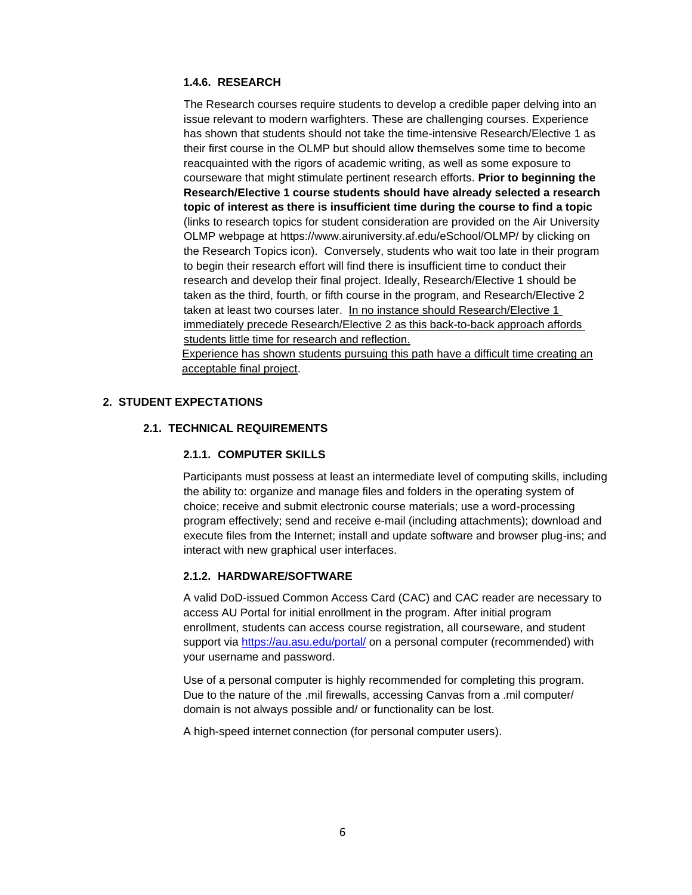#### 1.4.6. RESEARCH

The Research courses require students to develop a credible paper delving into an issue relevant to modern warfighters. These are challenging courses. Experience has shown that students should not take the time-intensive Research/Elective 1 as their first course in the OLMP but should allow themselves some time to become reacquainted with the rigors of academic writing, as well as some exposure to courseware that might stimulate pertinent research efforts. **Prior to beginning the Research/Elective 1 course students should have already selected a research topic of interest as there is insufficient time during the course to find a topic** (links to research topics for student consideration are provided on the Air University OLMP webpage at https://www.airuniversity.af.edu/eSchool/OLMP/ by clicking on the Research Topics icon). Conversely, students who wait too late in their program to begin their research effort will find there is insufficient time to conduct their research and develop their final project. Ideally, Research/Elective 1 should be taken as the third, fourth, or fifth course in the program, and Research/Elective 2 taken at least two courses later. <u>In no instance should Research/Elective 1 immediately precede Research/Elective 2 as this back-to-back approach affords students little time for research and reflection.</u>
<u>Experience has shown students pursuing this path have a difficult time creating an acceptable final project</u>.

## 2. STUDENT EXPECTATIONS

### 2.1. TECHNICAL REQUIREMENTS

#### 2.1.1. COMPUTER SKILLS

Participants must possess at least an intermediate level of computing skills, including the ability to: organize and manage files and folders in the operating system of choice; receive and submit electronic course materials; use a word-processing program effectively; send and receive e-mail (including attachments); download and execute files from the Internet; install and update software and browser plug-ins; and interact with new graphical user interfaces.

#### 2.1.2. HARDWARE/SOFTWARE

A valid DoD-issued Common Access Card (CAC) and CAC reader are necessary to access AU Portal for initial enrollment in the program. After initial program enrollment, students can access course registration, all courseware, and student support via [https://au.asu.edu/portal/](https://au.asu.edu/portal/) on a personal computer (recommended) with your username and password.

Use of a personal computer is highly recommended for completing this program. Due to the nature of the .mil firewalls, accessing Canvas from a .mil computer/ domain is not always possible and/ or functionality can be lost.

A high-speed internet connection (for personal computer users).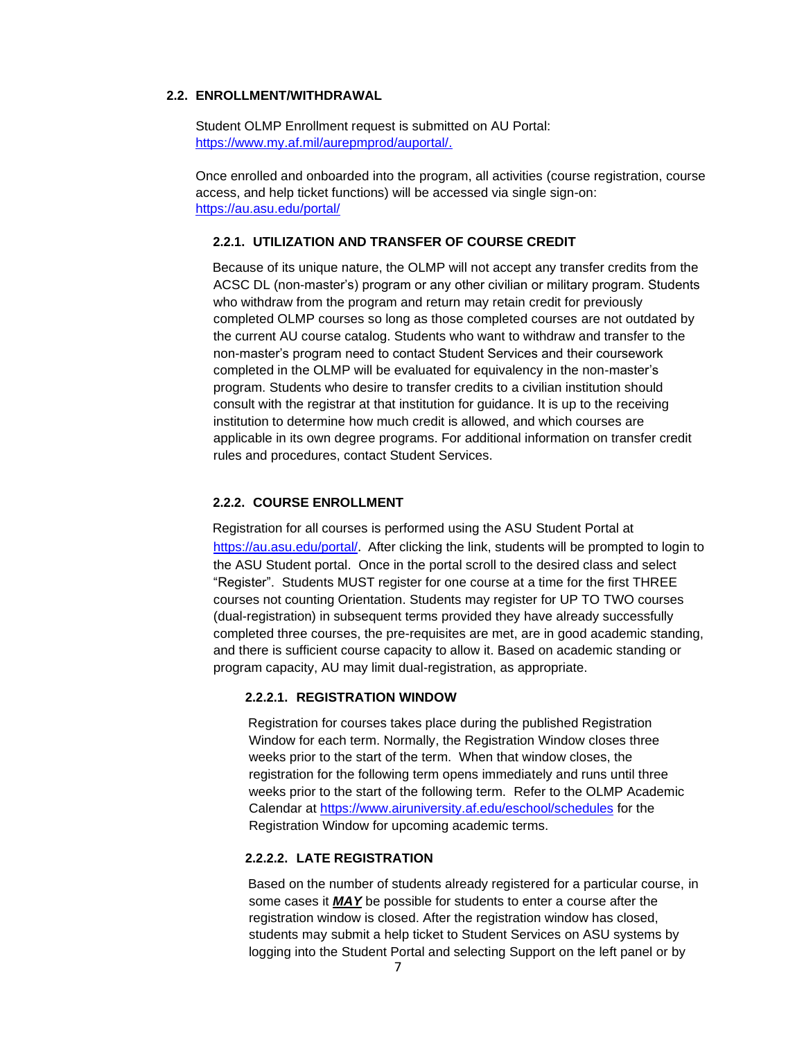## 2.2. ENROLLMENT/WITHDRAWAL

Student OLMP Enrollment request is submitted on AU Portal: https://www.my.af.mil/aurepmprod/auportal/.

Once enrolled and onboarded into the program, all activities (course registration, course access, and help ticket functions) will be accessed via single sign-on: https://au.asu.edu/portal/

### 2.2.1. UTILIZATION AND TRANSFER OF COURSE CREDIT

Because of its unique nature, the OLMP will not accept any transfer credits from the ACSC DL (non-master's) program or any other civilian or military program. Students who withdraw from the program and return may retain credit for previously completed OLMP courses so long as those completed courses are not outdated by the current AU course catalog. Students who want to withdraw and transfer to the non-master's program need to contact Student Services and their coursework completed in the OLMP will be evaluated for equivalency in the non-master's program. Students who desire to transfer credits to a civilian institution should consult with the registrar at that institution for guidance. It is up to the receiving institution to determine how much credit is allowed, and which courses are applicable in its own degree programs. For additional information on transfer credit rules and procedures, contact Student Services.

### 2.2.2. COURSE ENROLLMENT

Registration for all courses is performed using the ASU Student Portal at https://au.asu.edu/portal/. After clicking the link, students will be prompted to login to the ASU Student portal. Once in the portal scroll to the desired class and select "Register". Students MUST register for one course at a time for the first THREE courses not counting Orientation. Students may register for UP TO TWO courses (dual-registration) in subsequent terms provided they have already successfully completed three courses, the pre-requisites are met, are in good academic standing, and there is sufficient course capacity to allow it. Based on academic standing or program capacity, AU may limit dual-registration, as appropriate.

#### 2.2.2.1. REGISTRATION WINDOW

Registration for courses takes place during the published Registration Window for each term. Normally, the Registration Window closes three weeks prior to the start of the term. When that window closes, the registration for the following term opens immediately and runs until three weeks prior to the start of the following term. Refer to the OLMP Academic Calendar at https://www.airuniversity.af.edu/eschool/schedules for the Registration Window for upcoming academic terms.

#### 2.2.2.2. LATE REGISTRATION

Based on the number of students already registered for a particular course, in some cases it ***MAY*** be possible for students to enter a course after the registration window is closed. After the registration window has closed, students may submit a help ticket to Student Services on ASU systems by logging into the Student Portal and selecting Support on the left panel or by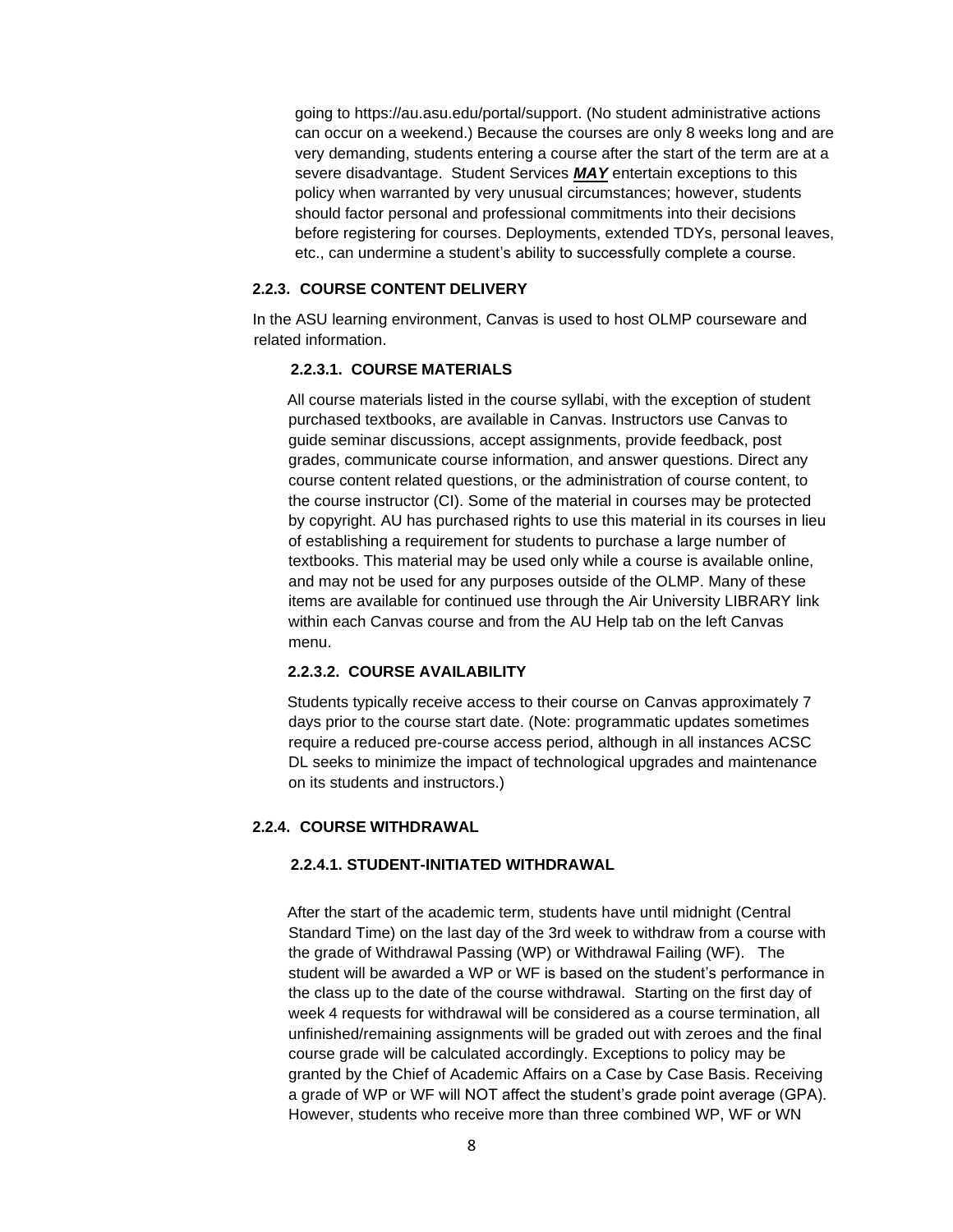going to https://au.asu.edu/portal/support. (No student administrative actions can occur on a weekend.) Because the courses are only 8 weeks long and are very demanding, students entering a course after the start of the term are at a severe disadvantage. Student Services ***MAY*** entertain exceptions to this policy when warranted by very unusual circumstances; however, students should factor personal and professional commitments into their decisions before registering for courses. Deployments, extended TDYs, personal leaves, etc., can undermine a student's ability to successfully complete a course.

### 2.2.3. COURSE CONTENT DELIVERY

In the ASU learning environment, Canvas is used to host OLMP courseware and related information.

#### 2.2.3.1. COURSE MATERIALS

All course materials listed in the course syllabi, with the exception of student purchased textbooks, are available in Canvas. Instructors use Canvas to guide seminar discussions, accept assignments, provide feedback, post grades, communicate course information, and answer questions. Direct any course content related questions, or the administration of course content, to the course instructor (CI). Some of the material in courses may be protected by copyright. AU has purchased rights to use this material in its courses in lieu of establishing a requirement for students to purchase a large number of textbooks. This material may be used only while a course is available online, and may not be used for any purposes outside of the OLMP. Many of these items are available for continued use through the Air University LIBRARY link within each Canvas course and from the AU Help tab on the left Canvas menu.

#### 2.2.3.2. COURSE AVAILABILITY

Students typically receive access to their course on Canvas approximately 7 days prior to the course start date. (Note: programmatic updates sometimes require a reduced pre-course access period, although in all instances ACSC DL seeks to minimize the impact of technological upgrades and maintenance on its students and instructors.)

### 2.2.4. COURSE WITHDRAWAL

#### 2.2.4.1. STUDENT-INITIATED WITHDRAWAL

After the start of the academic term, students have until midnight (Central Standard Time) on the last day of the 3rd week to withdraw from a course with the grade of Withdrawal Passing (WP) or Withdrawal Failing (WF). The student will be awarded a WP or WF is based on the student's performance in the class up to the date of the course withdrawal. Starting on the first day of week 4 requests for withdrawal will be considered as a course termination, all unfinished/remaining assignments will be graded out with zeroes and the final course grade will be calculated accordingly. Exceptions to policy may be granted by the Chief of Academic Affairs on a Case by Case Basis. Receiving a grade of WP or WF will NOT affect the student's grade point average (GPA). However, students who receive more than three combined WP, WF or WN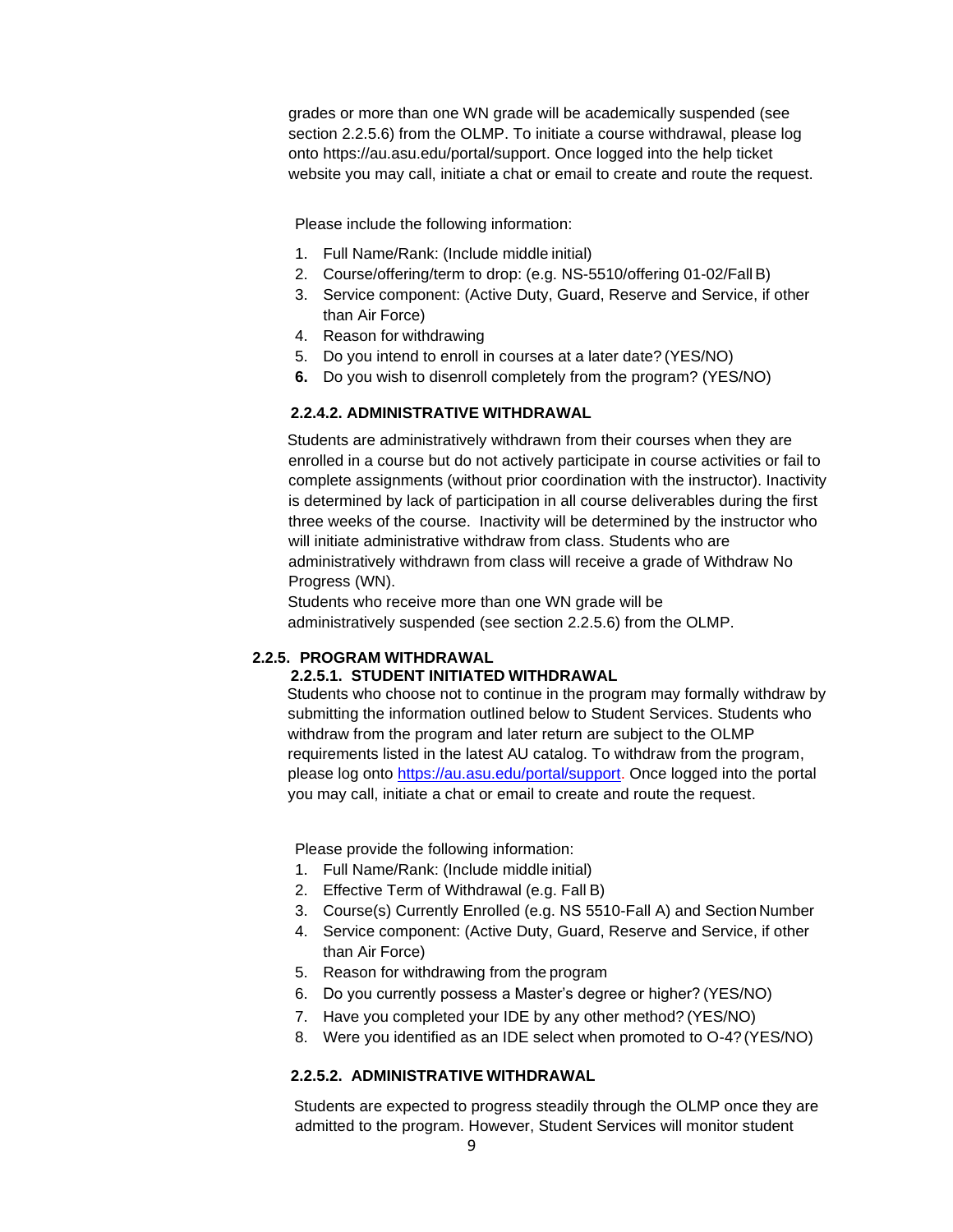grades or more than one WN grade will be academically suspended (see section 2.2.5.6) from the OLMP. To initiate a course withdrawal, please log onto https://au.asu.edu/portal/support. Once logged into the help ticket website you may call, initiate a chat or email to create and route the request.

Please include the following information:

1. Full Name/Rank: (Include middle initial)
2. Course/offering/term to drop: (e.g. NS-5510/offering 01-02/Fall B)
3. Service component: (Active Duty, Guard, Reserve and Service, if other than Air Force)
4. Reason for withdrawing
5. Do you intend to enroll in courses at a later date? (YES/NO)
6. Do you wish to disenroll completely from the program? (YES/NO)

#### 2.2.4.2. ADMINISTRATIVE WITHDRAWAL

Students are administratively withdrawn from their courses when they are enrolled in a course but do not actively participate in course activities or fail to complete assignments (without prior coordination with the instructor). Inactivity is determined by lack of participation in all course deliverables during the first three weeks of the course. Inactivity will be determined by the instructor who will initiate administrative withdraw from class. Students who are administratively withdrawn from class will receive a grade of Withdraw No Progress (WN).
Students who receive more than one WN grade will be administratively suspended (see section 2.2.5.6) from the OLMP.

### 2.2.5. PROGRAM WITHDRAWAL

#### 2.2.5.1. STUDENT INITIATED WITHDRAWAL

Students who choose not to continue in the program may formally withdraw by submitting the information outlined below to Student Services. Students who withdraw from the program and later return are subject to the OLMP requirements listed in the latest AU catalog. To withdraw from the program, please log onto https://au.asu.edu/portal/support. Once logged into the portal you may call, initiate a chat or email to create and route the request.

Please provide the following information:

1. Full Name/Rank: (Include middle initial)
2. Effective Term of Withdrawal (e.g. Fall B)
3. Course(s) Currently Enrolled (e.g. NS 5510-Fall A) and Section Number
4. Service component: (Active Duty, Guard, Reserve and Service, if other than Air Force)
5. Reason for withdrawing from the program
6. Do you currently possess a Master's degree or higher? (YES/NO)
7. Have you completed your IDE by any other method? (YES/NO)
8. Were you identified as an IDE select when promoted to O-4? (YES/NO)

#### 2.2.5.2. ADMINISTRATIVE WITHDRAWAL

Students are expected to progress steadily through the OLMP once they are admitted to the program. However, Student Services will monitor student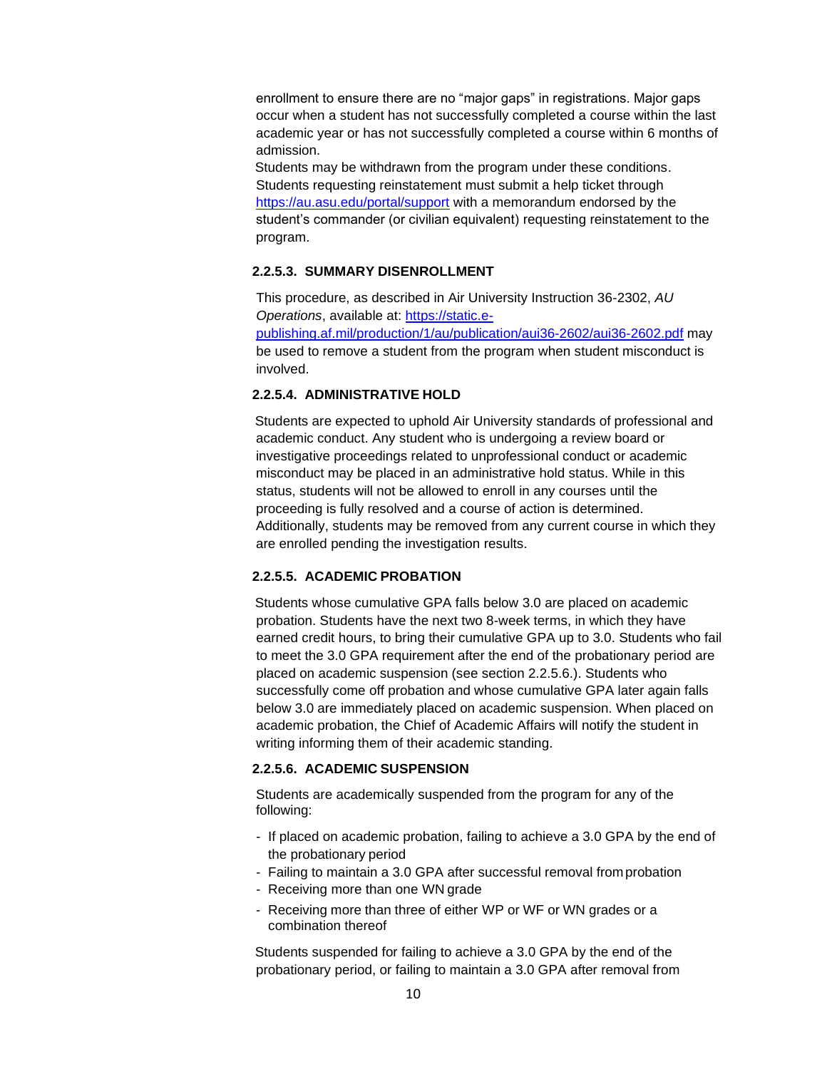enrollment to ensure there are no "major gaps" in registrations. Major gaps occur when a student has not successfully completed a course within the last academic year or has not successfully completed a course within 6 months of admission.

Students may be withdrawn from the program under these conditions. Students requesting reinstatement must submit a help ticket through https://au.asu.edu/portal/support with a memorandum endorsed by the student's commander (or civilian equivalent) requesting reinstatement to the program.

#### 2.2.5.3. SUMMARY DISENROLLMENT

This procedure, as described in Air University Instruction 36-2302, *AU Operations*, available at: https://static.e-publishing.af.mil/production/1/au/publication/aui36-2602/aui36-2602.pdf may be used to remove a student from the program when student misconduct is involved.

#### 2.2.5.4. ADMINISTRATIVE HOLD

Students are expected to uphold Air University standards of professional and academic conduct. Any student who is undergoing a review board or investigative proceedings related to unprofessional conduct or academic misconduct may be placed in an administrative hold status. While in this status, students will not be allowed to enroll in any courses until the proceeding is fully resolved and a course of action is determined. Additionally, students may be removed from any current course in which they are enrolled pending the investigation results.

#### 2.2.5.5. ACADEMIC PROBATION

Students whose cumulative GPA falls below 3.0 are placed on academic probation. Students have the next two 8-week terms, in which they have earned credit hours, to bring their cumulative GPA up to 3.0. Students who fail to meet the 3.0 GPA requirement after the end of the probationary period are placed on academic suspension (see section 2.2.5.6.). Students who successfully come off probation and whose cumulative GPA later again falls below 3.0 are immediately placed on academic suspension. When placed on academic probation, the Chief of Academic Affairs will notify the student in writing informing them of their academic standing.

#### 2.2.5.6. ACADEMIC SUSPENSION

Students are academically suspended from the program for any of the following:

- If placed on academic probation, failing to achieve a 3.0 GPA by the end of the probationary period
- Failing to maintain a 3.0 GPA after successful removal from probation
- Receiving more than one WN grade
- Receiving more than three of either WP or WF or WN grades or a combination thereof

Students suspended for failing to achieve a 3.0 GPA by the end of the probationary period, or failing to maintain a 3.0 GPA after removal from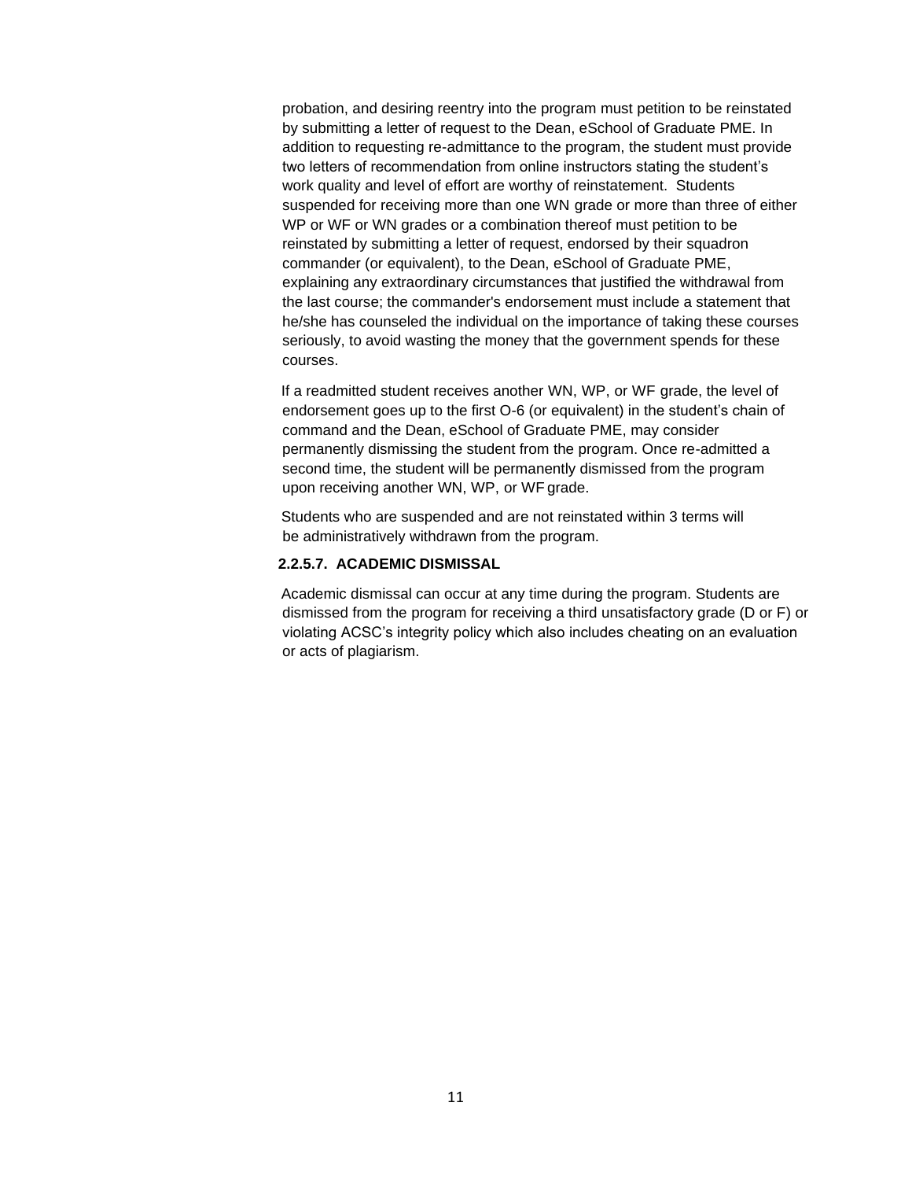probation, and desiring reentry into the program must petition to be reinstated by submitting a letter of request to the Dean, eSchool of Graduate PME. In addition to requesting re-admittance to the program, the student must provide two letters of recommendation from online instructors stating the student's work quality and level of effort are worthy of reinstatement. Students suspended for receiving more than one WN grade or more than three of either WP or WF or WN grades or a combination thereof must petition to be reinstated by submitting a letter of request, endorsed by their squadron commander (or equivalent), to the Dean, eSchool of Graduate PME, explaining any extraordinary circumstances that justified the withdrawal from the last course; the commander's endorsement must include a statement that he/she has counseled the individual on the importance of taking these courses seriously, to avoid wasting the money that the government spends for these courses.

If a readmitted student receives another WN, WP, or WF grade, the level of endorsement goes up to the first O-6 (or equivalent) in the student's chain of command and the Dean, eSchool of Graduate PME, may consider permanently dismissing the student from the program. Once re-admitted a second time, the student will be permanently dismissed from the program upon receiving another WN, WP, or WF grade.

Students who are suspended and are not reinstated within 3 terms will be administratively withdrawn from the program.

#### 2.2.5.7. ACADEMIC DISMISSAL

Academic dismissal can occur at any time during the program. Students are dismissed from the program for receiving a third unsatisfactory grade (D or F) or violating ACSC's integrity policy which also includes cheating on an evaluation or acts of plagiarism.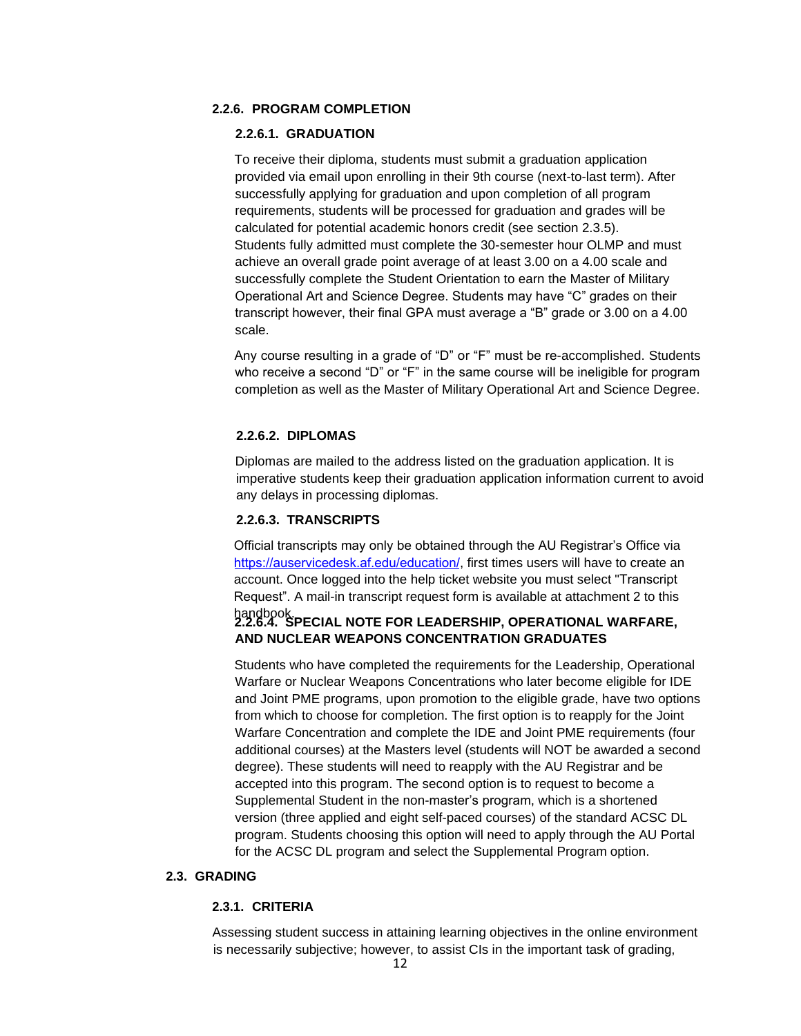#### 2.2.6. PROGRAM COMPLETION

##### 2.2.6.1. GRADUATION

To receive their diploma, students must submit a graduation application provided via email upon enrolling in their 9th course (next-to-last term). After successfully applying for graduation and upon completion of all program requirements, students will be processed for graduation and grades will be calculated for potential academic honors credit (see section 2.3.5). Students fully admitted must complete the 30-semester hour OLMP and must achieve an overall grade point average of at least 3.00 on a 4.00 scale and successfully complete the Student Orientation to earn the Master of Military Operational Art and Science Degree. Students may have "C" grades on their transcript however, their final GPA must average a "B" grade or 3.00 on a 4.00 scale.

Any course resulting in a grade of "D" or "F" must be re-accomplished. Students who receive a second "D" or "F" in the same course will be ineligible for program completion as well as the Master of Military Operational Art and Science Degree.

##### 2.2.6.2. DIPLOMAS

Diplomas are mailed to the address listed on the graduation application. It is imperative students keep their graduation application information current to avoid any delays in processing diplomas.

##### 2.2.6.3. TRANSCRIPTS

Official transcripts may only be obtained through the AU Registrar's Office via https://auservicedesk.af.edu/education/, first times users will have to create an account. Once logged into the help ticket website you must select "Transcript Request". A mail-in transcript request form is available at attachment 2 to this handbook.

##### 2.2.6.4. SPECIAL NOTE FOR LEADERSHIP, OPERATIONAL WARFARE, AND NUCLEAR WEAPONS CONCENTRATION GRADUATES

Students who have completed the requirements for the Leadership, Operational Warfare or Nuclear Weapons Concentrations who later become eligible for IDE and Joint PME programs, upon promotion to the eligible grade, have two options from which to choose for completion. The first option is to reapply for the Joint Warfare Concentration and complete the IDE and Joint PME requirements (four additional courses) at the Masters level (students will NOT be awarded a second degree). These students will need to reapply with the AU Registrar and be accepted into this program. The second option is to request to become a Supplemental Student in the non-master's program, which is a shortened version (three applied and eight self-paced courses) of the standard ACSC DL program. Students choosing this option will need to apply through the AU Portal for the ACSC DL program and select the Supplemental Program option.

### 2.3. GRADING

#### 2.3.1. CRITERIA

Assessing student success in attaining learning objectives in the online environment is necessarily subjective; however, to assist CIs in the important task of grading,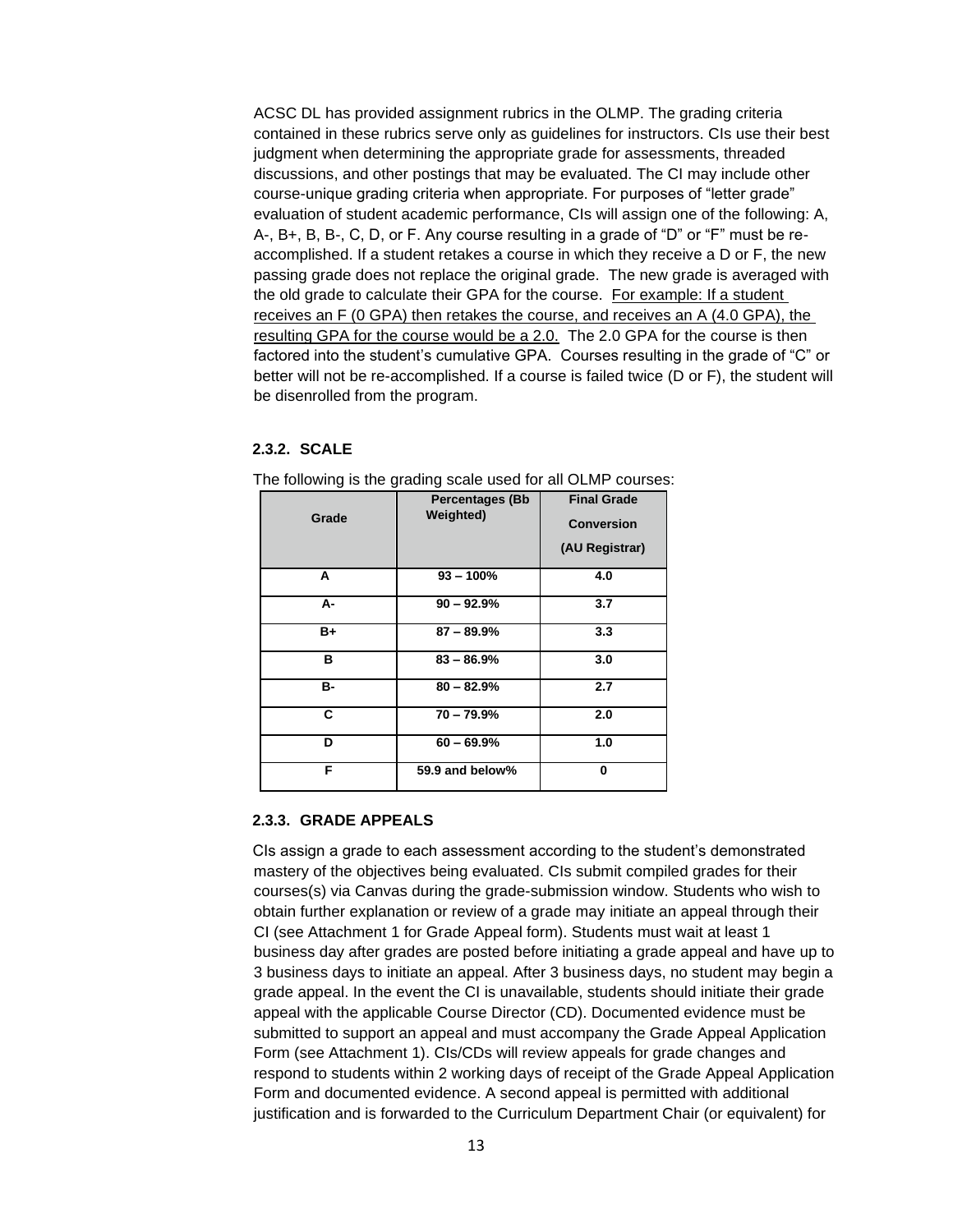ACSC DL has provided assignment rubrics in the OLMP. The grading criteria contained in these rubrics serve only as guidelines for instructors. CIs use their best judgment when determining the appropriate grade for assessments, threaded discussions, and other postings that may be evaluated. The CI may include other course-unique grading criteria when appropriate. For purposes of "letter grade" evaluation of student academic performance, CIs will assign one of the following: A, A-, B+, B, B-, C, D, or F. Any course resulting in a grade of "D" or "F" must be re-accomplished. If a student retakes a course in which they receive a D or F, the new passing grade does not replace the original grade. The new grade is averaged with the old grade to calculate their GPA for the course. For example: If a student receives an F (0 GPA) then retakes the course, and receives an A (4.0 GPA), the resulting GPA for the course would be a 2.0. The 2.0 GPA for the course is then factored into the student's cumulative GPA. Courses resulting in the grade of "C" or better will not be re-accomplished. If a course is failed twice (D or F), the student will be disenrolled from the program.

### 2.3.2. SCALE

The following is the grading scale used for all OLMP courses:

| Grade | Percentages (Bb Weighted) | Final Grade Conversion (AU Registrar) |
|---|---|---|
| A | 93 – 100% | 4.0 |
| A- | 90 – 92.9% | 3.7 |
| B+ | 87 – 89.9% | 3.3 |
| B | 83 – 86.9% | 3.0 |
| B- | 80 – 82.9% | 2.7 |
| C | 70 – 79.9% | 2.0 |
| D | 60 – 69.9% | 1.0 |
| F | 59.9 and below% | 0 |

### 2.3.3. GRADE APPEALS

CIs assign a grade to each assessment according to the student's demonstrated mastery of the objectives being evaluated. CIs submit compiled grades for their courses(s) via Canvas during the grade-submission window. Students who wish to obtain further explanation or review of a grade may initiate an appeal through their CI (see Attachment 1 for Grade Appeal form). Students must wait at least 1 business day after grades are posted before initiating a grade appeal and have up to 3 business days to initiate an appeal. After 3 business days, no student may begin a grade appeal. In the event the CI is unavailable, students should initiate their grade appeal with the applicable Course Director (CD). Documented evidence must be submitted to support an appeal and must accompany the Grade Appeal Application Form (see Attachment 1). CIs/CDs will review appeals for grade changes and respond to students within 2 working days of receipt of the Grade Appeal Application Form and documented evidence. A second appeal is permitted with additional justification and is forwarded to the Curriculum Department Chair (or equivalent) for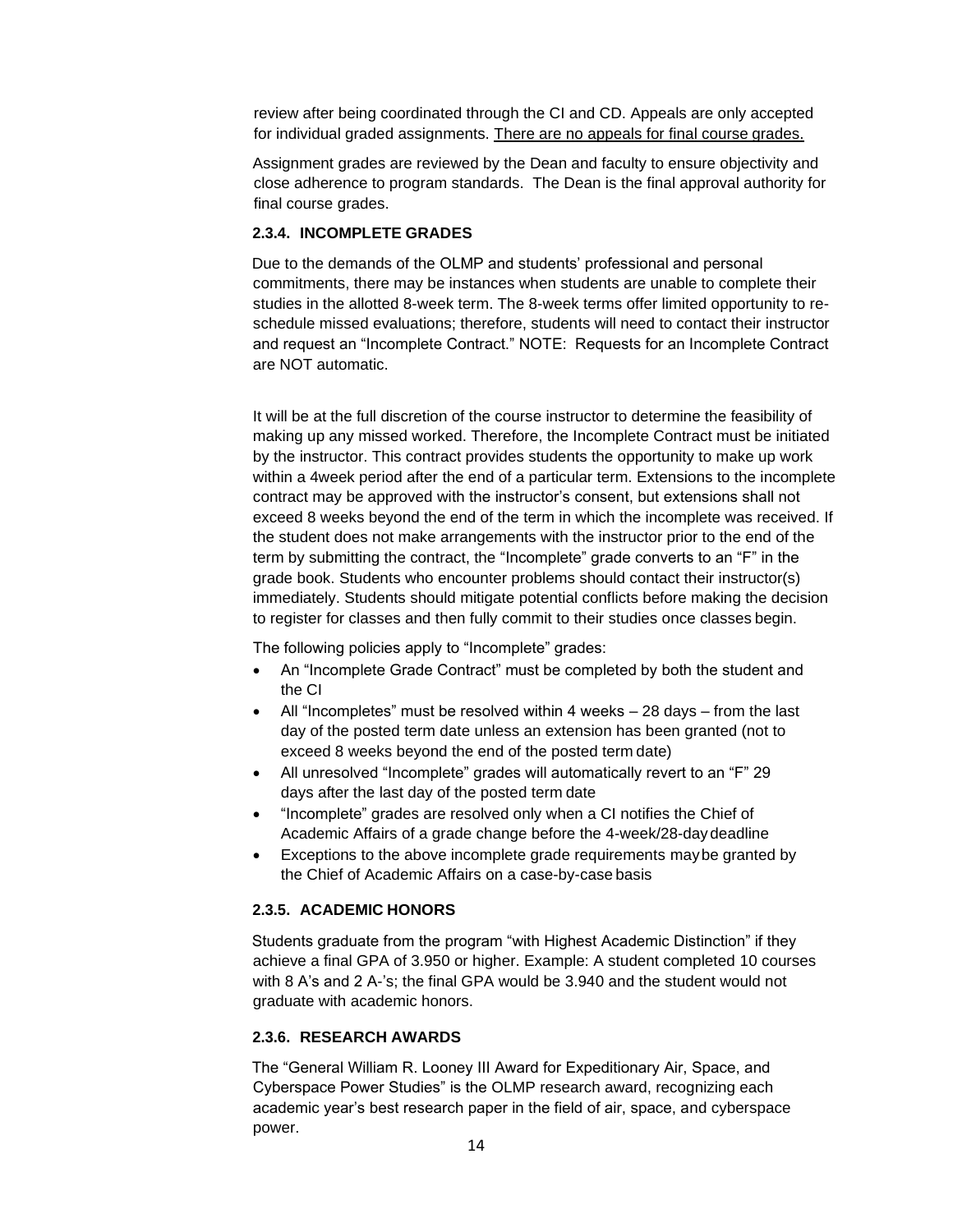review after being coordinated through the CI and CD. Appeals are only accepted for individual graded assignments. <u>There are no appeals for final course grades.</u>

Assignment grades are reviewed by the Dean and faculty to ensure objectivity and close adherence to program standards. The Dean is the final approval authority for final course grades.

### 2.3.4. INCOMPLETE GRADES

Due to the demands of the OLMP and students' professional and personal commitments, there may be instances when students are unable to complete their studies in the allotted 8-week term. The 8-week terms offer limited opportunity to re-schedule missed evaluations; therefore, students will need to contact their instructor and request an "Incomplete Contract." NOTE: Requests for an Incomplete Contract are NOT automatic.

It will be at the full discretion of the course instructor to determine the feasibility of making up any missed worked. Therefore, the Incomplete Contract must be initiated by the instructor. This contract provides students the opportunity to make up work within a 4week period after the end of a particular term. Extensions to the incomplete contract may be approved with the instructor's consent, but extensions shall not exceed 8 weeks beyond the end of the term in which the incomplete was received. If the student does not make arrangements with the instructor prior to the end of the term by submitting the contract, the "Incomplete" grade converts to an "F" in the grade book. Students who encounter problems should contact their instructor(s) immediately. Students should mitigate potential conflicts before making the decision to register for classes and then fully commit to their studies once classes begin.

The following policies apply to "Incomplete" grades:

- An "Incomplete Grade Contract" must be completed by both the student and the CI
- All "Incompletes" must be resolved within 4 weeks – 28 days – from the last day of the posted term date unless an extension has been granted (not to exceed 8 weeks beyond the end of the posted term date)
- All unresolved "Incomplete" grades will automatically revert to an "F" 29 days after the last day of the posted term date
- "Incomplete" grades are resolved only when a CI notifies the Chief of Academic Affairs of a grade change before the 4-week/28-day deadline
- Exceptions to the above incomplete grade requirements may be granted by the Chief of Academic Affairs on a case-by-case basis

### 2.3.5. ACADEMIC HONORS

Students graduate from the program "with Highest Academic Distinction" if they achieve a final GPA of 3.950 or higher. Example: A student completed 10 courses with 8 A's and 2 A-'s; the final GPA would be 3.940 and the student would not graduate with academic honors.

### 2.3.6. RESEARCH AWARDS

The "General William R. Looney III Award for Expeditionary Air, Space, and Cyberspace Power Studies" is the OLMP research award, recognizing each academic year's best research paper in the field of air, space, and cyberspace power.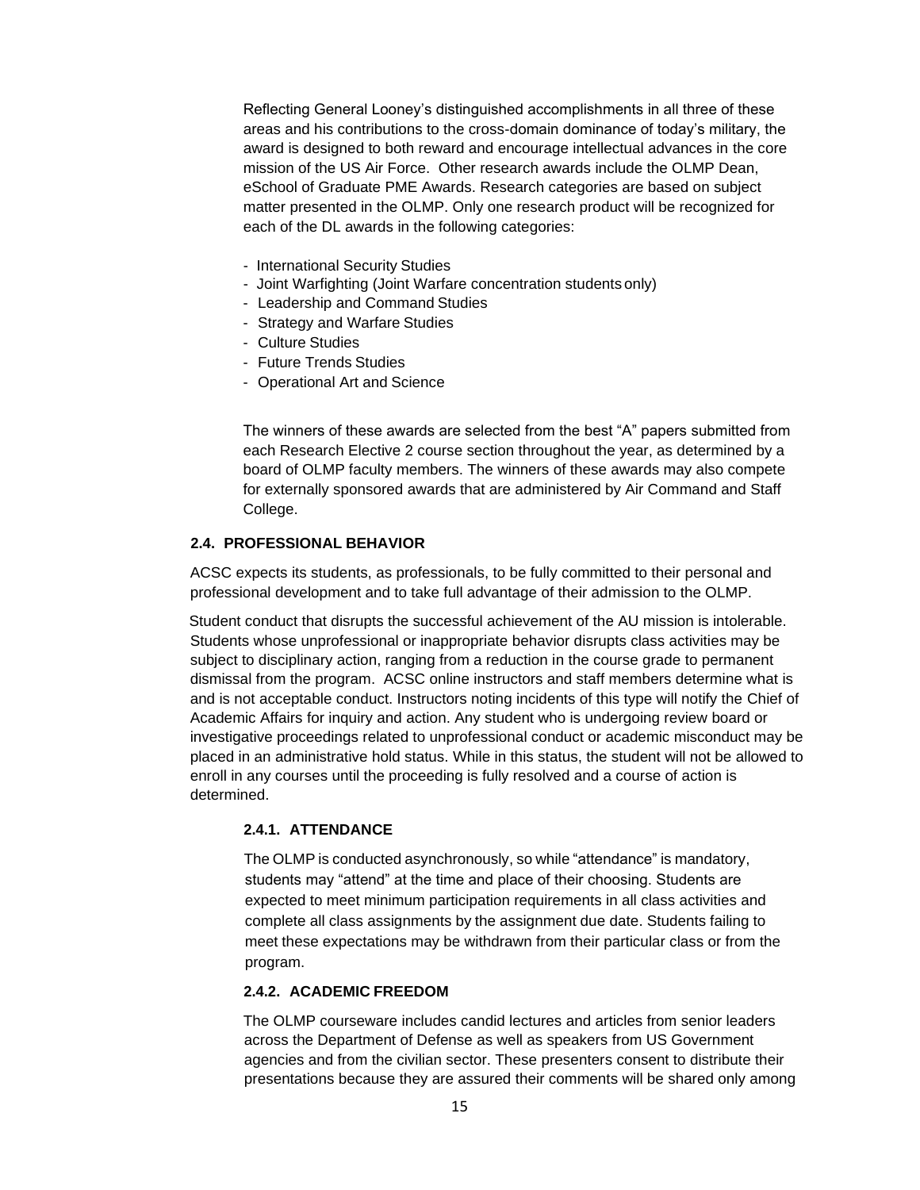Reflecting General Looney's distinguished accomplishments in all three of these areas and his contributions to the cross-domain dominance of today's military, the award is designed to both reward and encourage intellectual advances in the core mission of the US Air Force. Other research awards include the OLMP Dean, eSchool of Graduate PME Awards. Research categories are based on subject matter presented in the OLMP. Only one research product will be recognized for each of the DL awards in the following categories:

- International Security Studies
- Joint Warfighting (Joint Warfare concentration students only)
- Leadership and Command Studies
- Strategy and Warfare Studies
- Culture Studies
- Future Trends Studies
- Operational Art and Science

The winners of these awards are selected from the best "A" papers submitted from each Research Elective 2 course section throughout the year, as determined by a board of OLMP faculty members. The winners of these awards may also compete for externally sponsored awards that are administered by Air Command and Staff College.

## 2.4. PROFESSIONAL BEHAVIOR

ACSC expects its students, as professionals, to be fully committed to their personal and professional development and to take full advantage of their admission to the OLMP.

Student conduct that disrupts the successful achievement of the AU mission is intolerable. Students whose unprofessional or inappropriate behavior disrupts class activities may be subject to disciplinary action, ranging from a reduction in the course grade to permanent dismissal from the program. ACSC online instructors and staff members determine what is and is not acceptable conduct. Instructors noting incidents of this type will notify the Chief of Academic Affairs for inquiry and action. Any student who is undergoing review board or investigative proceedings related to unprofessional conduct or academic misconduct may be placed in an administrative hold status. While in this status, the student will not be allowed to enroll in any courses until the proceeding is fully resolved and a course of action is determined.

### 2.4.1. ATTENDANCE

The OLMP is conducted asynchronously, so while "attendance" is mandatory, students may "attend" at the time and place of their choosing. Students are expected to meet minimum participation requirements in all class activities and complete all class assignments by the assignment due date. Students failing to meet these expectations may be withdrawn from their particular class or from the program.

### 2.4.2. ACADEMIC FREEDOM

The OLMP courseware includes candid lectures and articles from senior leaders across the Department of Defense as well as speakers from US Government agencies and from the civilian sector. These presenters consent to distribute their presentations because they are assured their comments will be shared only among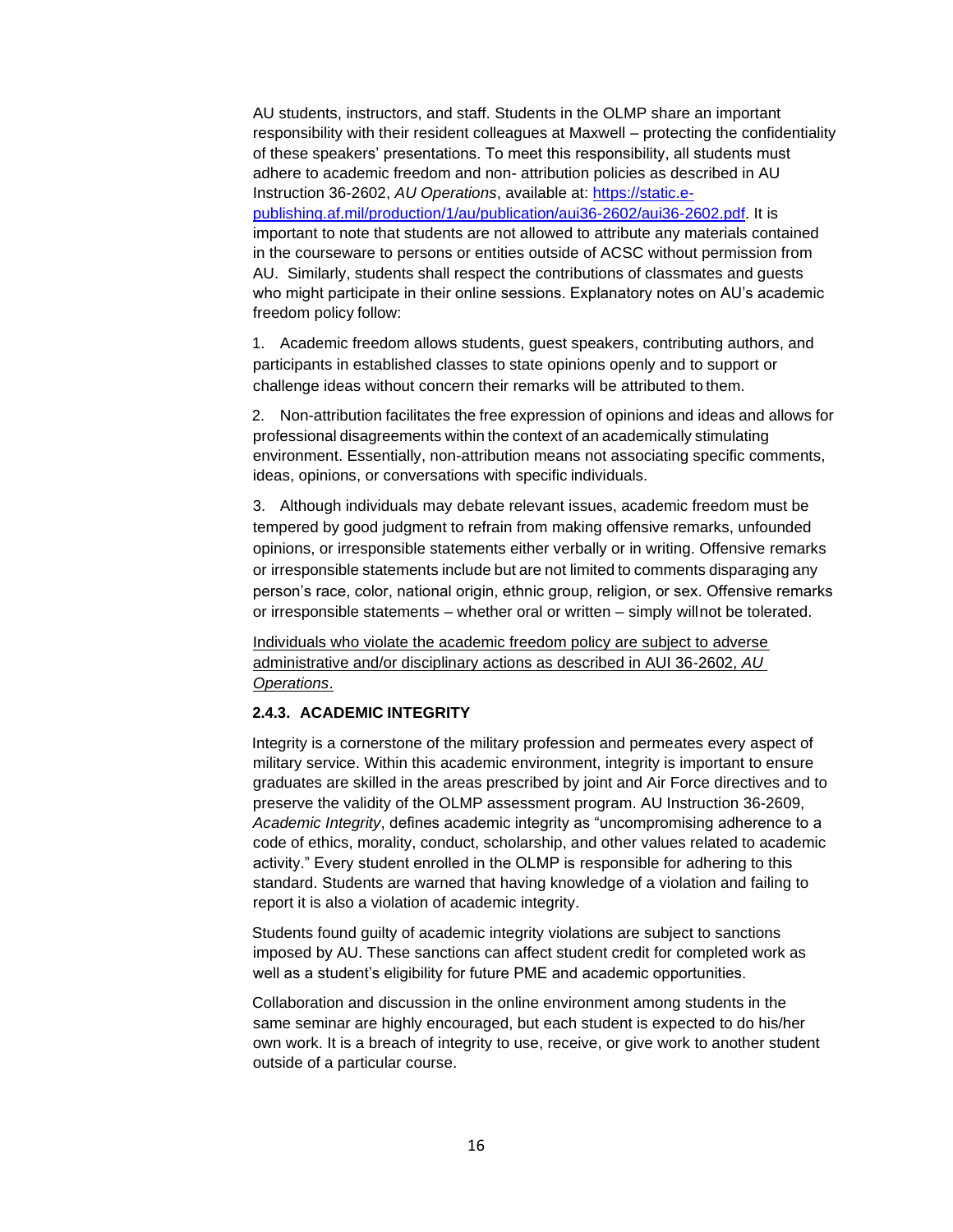AU students, instructors, and staff. Students in the OLMP share an important responsibility with their resident colleagues at Maxwell – protecting the confidentiality of these speakers' presentations. To meet this responsibility, all students must adhere to academic freedom and non- attribution policies as described in AU Instruction 36-2602, *AU Operations*, available at: [https://static.e-publishing.af.mil/production/1/au/publication/aui36-2602/aui36-2602.pdf](https://static.e-publishing.af.mil/production/1/au/publication/aui36-2602/aui36-2602.pdf). It is important to note that students are not allowed to attribute any materials contained in the courseware to persons or entities outside of ACSC without permission from AU. Similarly, students shall respect the contributions of classmates and guests who might participate in their online sessions. Explanatory notes on AU's academic freedom policy follow:

1. Academic freedom allows students, guest speakers, contributing authors, and participants in established classes to state opinions openly and to support or challenge ideas without concern their remarks will be attributed to them.

2. Non-attribution facilitates the free expression of opinions and ideas and allows for professional disagreements within the context of an academically stimulating environment. Essentially, non-attribution means not associating specific comments, ideas, opinions, or conversations with specific individuals.

3. Although individuals may debate relevant issues, academic freedom must be tempered by good judgment to refrain from making offensive remarks, unfounded opinions, or irresponsible statements either verbally or in writing. Offensive remarks or irresponsible statements include but are not limited to comments disparaging any person's race, color, national origin, ethnic group, religion, or sex. Offensive remarks or irresponsible statements – whether oral or written – simply will not be tolerated.

<u>Individuals who violate the academic freedom policy are subject to adverse administrative and/or disciplinary actions as described in AUI 36-2602, *AU Operations*.</u>

#### 2.4.3. ACADEMIC INTEGRITY

Integrity is a cornerstone of the military profession and permeates every aspect of military service. Within this academic environment, integrity is important to ensure graduates are skilled in the areas prescribed by joint and Air Force directives and to preserve the validity of the OLMP assessment program. AU Instruction 36-2609, *Academic Integrity*, defines academic integrity as "uncompromising adherence to a code of ethics, morality, conduct, scholarship, and other values related to academic activity." Every student enrolled in the OLMP is responsible for adhering to this standard. Students are warned that having knowledge of a violation and failing to report it is also a violation of academic integrity.

Students found guilty of academic integrity violations are subject to sanctions imposed by AU. These sanctions can affect student credit for completed work as well as a student's eligibility for future PME and academic opportunities.

Collaboration and discussion in the online environment among students in the same seminar are highly encouraged, but each student is expected to do his/her own work. It is a breach of integrity to use, receive, or give work to another student outside of a particular course.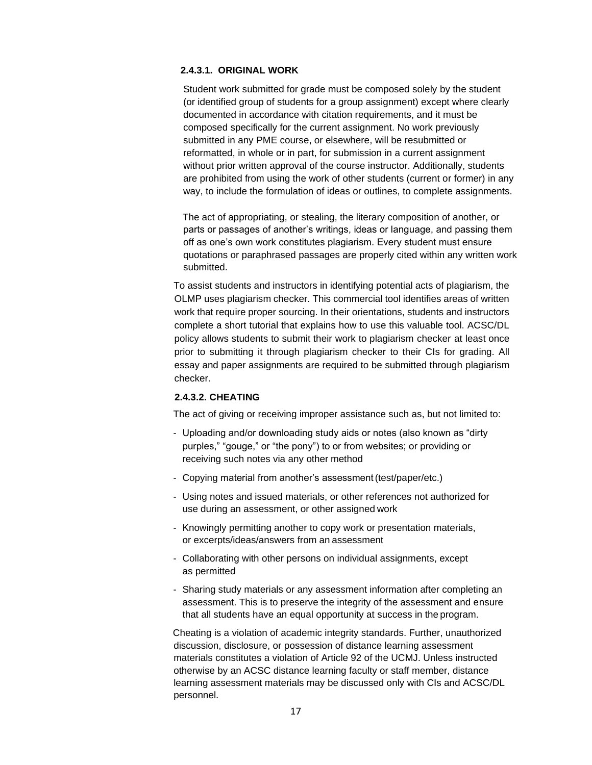#### 2.4.3.1. ORIGINAL WORK

Student work submitted for grade must be composed solely by the student (or identified group of students for a group assignment) except where clearly documented in accordance with citation requirements, and it must be composed specifically for the current assignment. No work previously submitted in any PME course, or elsewhere, will be resubmitted or reformatted, in whole or in part, for submission in a current assignment without prior written approval of the course instructor. Additionally, students are prohibited from using the work of other students (current or former) in any way, to include the formulation of ideas or outlines, to complete assignments.

The act of appropriating, or stealing, the literary composition of another, or parts or passages of another's writings, ideas or language, and passing them off as one's own work constitutes plagiarism. Every student must ensure quotations or paraphrased passages are properly cited within any written work submitted.

To assist students and instructors in identifying potential acts of plagiarism, the OLMP uses plagiarism checker. This commercial tool identifies areas of written work that require proper sourcing. In their orientations, students and instructors complete a short tutorial that explains how to use this valuable tool. ACSC/DL policy allows students to submit their work to plagiarism checker at least once prior to submitting it through plagiarism checker to their CIs for grading. All essay and paper assignments are required to be submitted through plagiarism checker.

#### 2.4.3.2. CHEATING

The act of giving or receiving improper assistance such as, but not limited to:

- Uploading and/or downloading study aids or notes (also known as "dirty purples," "gouge," or "the pony") to or from websites; or providing or receiving such notes via any other method
- Copying material from another's assessment (test/paper/etc.)
- Using notes and issued materials, or other references not authorized for use during an assessment, or other assigned work
- Knowingly permitting another to copy work or presentation materials, or excerpts/ideas/answers from an assessment
- Collaborating with other persons on individual assignments, except as permitted
- Sharing study materials or any assessment information after completing an assessment. This is to preserve the integrity of the assessment and ensure that all students have an equal opportunity at success in the program.

Cheating is a violation of academic integrity standards. Further, unauthorized discussion, disclosure, or possession of distance learning assessment materials constitutes a violation of Article 92 of the UCMJ. Unless instructed otherwise by an ACSC distance learning faculty or staff member, distance learning assessment materials may be discussed only with CIs and ACSC/DL personnel.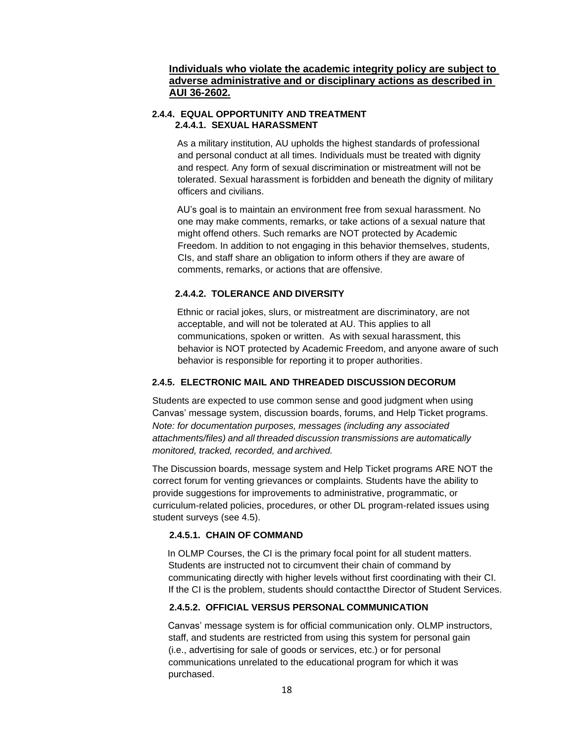**<u>Individuals who violate the academic integrity policy are subject to adverse administrative and or disciplinary actions as described in AUI 36-2602.</u>**

### 2.4.4. EQUAL OPPORTUNITY AND TREATMENT

#### 2.4.4.1. SEXUAL HARASSMENT

As a military institution, AU upholds the highest standards of professional and personal conduct at all times. Individuals must be treated with dignity and respect. Any form of sexual discrimination or mistreatment will not be tolerated. Sexual harassment is forbidden and beneath the dignity of military officers and civilians.

AU's goal is to maintain an environment free from sexual harassment. No one may make comments, remarks, or take actions of a sexual nature that might offend others. Such remarks are NOT protected by Academic Freedom. In addition to not engaging in this behavior themselves, students, CIs, and staff share an obligation to inform others if they are aware of comments, remarks, or actions that are offensive.

#### 2.4.4.2. TOLERANCE AND DIVERSITY

Ethnic or racial jokes, slurs, or mistreatment are discriminatory, are not acceptable, and will not be tolerated at AU. This applies to all communications, spoken or written. As with sexual harassment, this behavior is NOT protected by Academic Freedom, and anyone aware of such behavior is responsible for reporting it to proper authorities.

### 2.4.5. ELECTRONIC MAIL AND THREADED DISCUSSION DECORUM

Students are expected to use common sense and good judgment when using Canvas' message system, discussion boards, forums, and Help Ticket programs. *Note: for documentation purposes, messages (including any associated attachments/files) and all threaded discussion transmissions are automatically monitored, tracked, recorded, and archived.*

The Discussion boards, message system and Help Ticket programs ARE NOT the correct forum for venting grievances or complaints. Students have the ability to provide suggestions for improvements to administrative, programmatic, or curriculum-related policies, procedures, or other DL program-related issues using student surveys (see 4.5).

#### 2.4.5.1. CHAIN OF COMMAND

In OLMP Courses, the CI is the primary focal point for all student matters. Students are instructed not to circumvent their chain of command by communicating directly with higher levels without first coordinating with their CI. If the CI is the problem, students should contact the Director of Student Services.

#### 2.4.5.2. OFFICIAL VERSUS PERSONAL COMMUNICATION

Canvas' message system is for official communication only. OLMP instructors, staff, and students are restricted from using this system for personal gain (i.e., advertising for sale of goods or services, etc.) or for personal communications unrelated to the educational program for which it was purchased.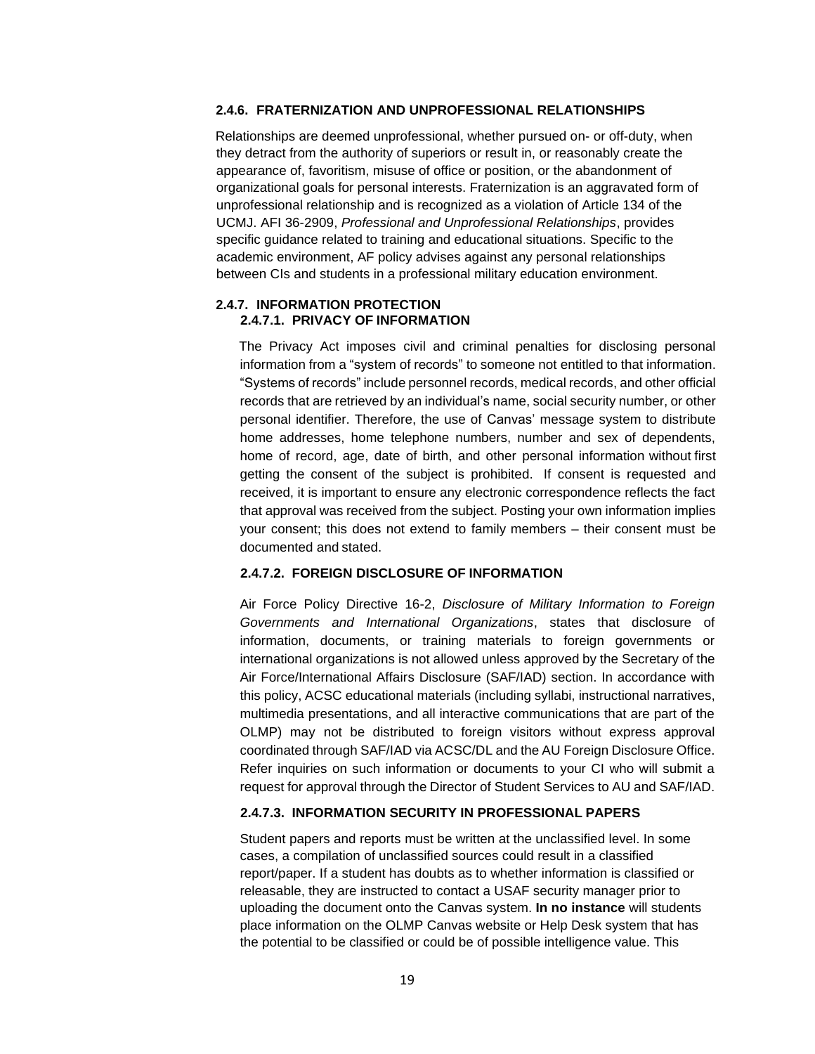### 2.4.6. FRATERNIZATION AND UNPROFESSIONAL RELATIONSHIPS

Relationships are deemed unprofessional, whether pursued on- or off-duty, when they detract from the authority of superiors or result in, or reasonably create the appearance of, favoritism, misuse of office or position, or the abandonment of organizational goals for personal interests. Fraternization is an aggravated form of unprofessional relationship and is recognized as a violation of Article 134 of the UCMJ. AFI 36-2909, *Professional and Unprofessional Relationships*, provides specific guidance related to training and educational situations. Specific to the academic environment, AF policy advises against any personal relationships between CIs and students in a professional military education environment.

### 2.4.7. INFORMATION PROTECTION

#### 2.4.7.1. PRIVACY OF INFORMATION

The Privacy Act imposes civil and criminal penalties for disclosing personal information from a "system of records" to someone not entitled to that information. "Systems of records" include personnel records, medical records, and other official records that are retrieved by an individual's name, social security number, or other personal identifier. Therefore, the use of Canvas' message system to distribute home addresses, home telephone numbers, number and sex of dependents, home of record, age, date of birth, and other personal information without first getting the consent of the subject is prohibited. If consent is requested and received, it is important to ensure any electronic correspondence reflects the fact that approval was received from the subject. Posting your own information implies your consent; this does not extend to family members – their consent must be documented and stated.

#### 2.4.7.2. FOREIGN DISCLOSURE OF INFORMATION

Air Force Policy Directive 16-2, *Disclosure of Military Information to Foreign Governments and International Organizations*, states that disclosure of information, documents, or training materials to foreign governments or international organizations is not allowed unless approved by the Secretary of the Air Force/International Affairs Disclosure (SAF/IAD) section. In accordance with this policy, ACSC educational materials (including syllabi, instructional narratives, multimedia presentations, and all interactive communications that are part of the OLMP) may not be distributed to foreign visitors without express approval coordinated through SAF/IAD via ACSC/DL and the AU Foreign Disclosure Office. Refer inquiries on such information or documents to your CI who will submit a request for approval through the Director of Student Services to AU and SAF/IAD.

#### 2.4.7.3. INFORMATION SECURITY IN PROFESSIONAL PAPERS

Student papers and reports must be written at the unclassified level. In some cases, a compilation of unclassified sources could result in a classified report/paper. If a student has doubts as to whether information is classified or releasable, they are instructed to contact a USAF security manager prior to uploading the document onto the Canvas system. **In no instance** will students place information on the OLMP Canvas website or Help Desk system that has the potential to be classified or could be of possible intelligence value. This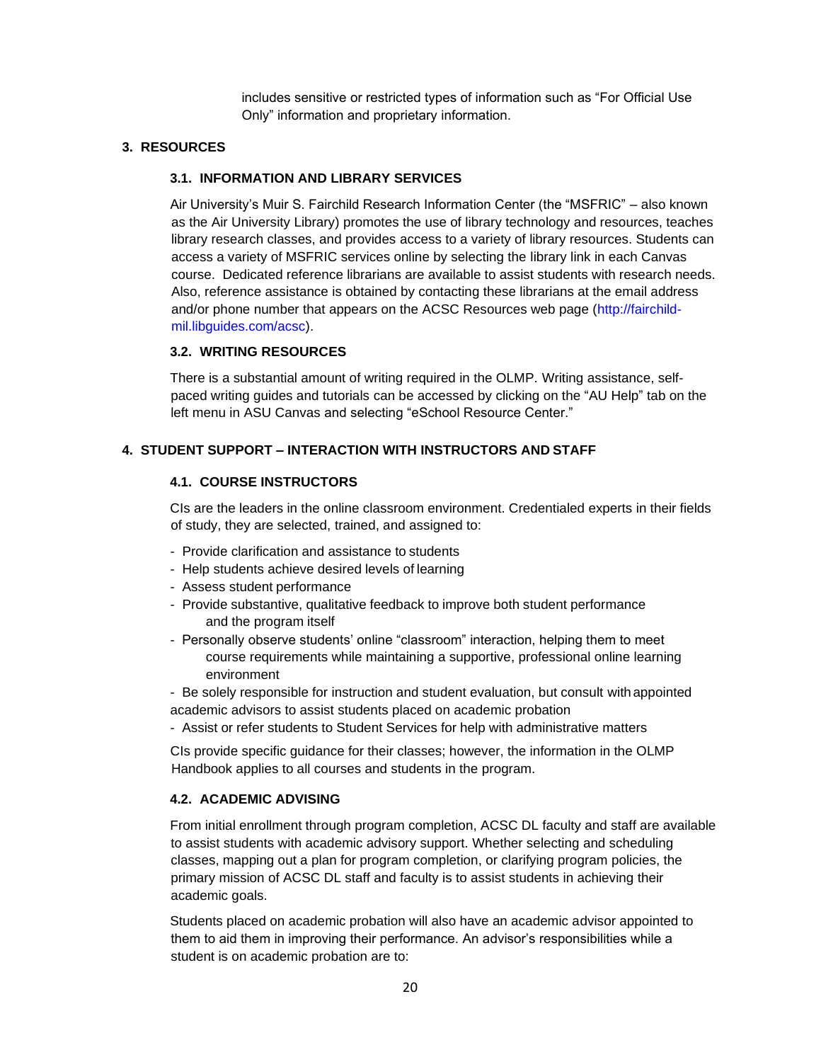includes sensitive or restricted types of information such as "For Official Use Only" information and proprietary information.

## 3. RESOURCES

### 3.1. INFORMATION AND LIBRARY SERVICES

Air University's Muir S. Fairchild Research Information Center (the "MSFRIC" – also known as the Air University Library) promotes the use of library technology and resources, teaches library research classes, and provides access to a variety of library resources. Students can access a variety of MSFRIC services online by selecting the library link in each Canvas course. Dedicated reference librarians are available to assist students with research needs. Also, reference assistance is obtained by contacting these librarians at the email address and/or phone number that appears on the ACSC Resources web page (http://fairchild-mil.libguides.com/acsc).

### 3.2. WRITING RESOURCES

There is a substantial amount of writing required in the OLMP. Writing assistance, self-paced writing guides and tutorials can be accessed by clicking on the "AU Help" tab on the left menu in ASU Canvas and selecting "eSchool Resource Center."

## 4. STUDENT SUPPORT – INTERACTION WITH INSTRUCTORS AND STAFF

### 4.1. COURSE INSTRUCTORS

CIs are the leaders in the online classroom environment. Credentialed experts in their fields of study, they are selected, trained, and assigned to:

- Provide clarification and assistance to students
- Help students achieve desired levels of learning
- Assess student performance
- Provide substantive, qualitative feedback to improve both student performance and the program itself
- Personally observe students' online "classroom" interaction, helping them to meet course requirements while maintaining a supportive, professional online learning environment
- Be solely responsible for instruction and student evaluation, but consult with appointed academic advisors to assist students placed on academic probation
- Assist or refer students to Student Services for help with administrative matters

CIs provide specific guidance for their classes; however, the information in the OLMP Handbook applies to all courses and students in the program.

### 4.2. ACADEMIC ADVISING

From initial enrollment through program completion, ACSC DL faculty and staff are available to assist students with academic advisory support. Whether selecting and scheduling classes, mapping out a plan for program completion, or clarifying program policies, the primary mission of ACSC DL staff and faculty is to assist students in achieving their academic goals.

Students placed on academic probation will also have an academic advisor appointed to them to aid them in improving their performance. An advisor's responsibilities while a student is on academic probation are to: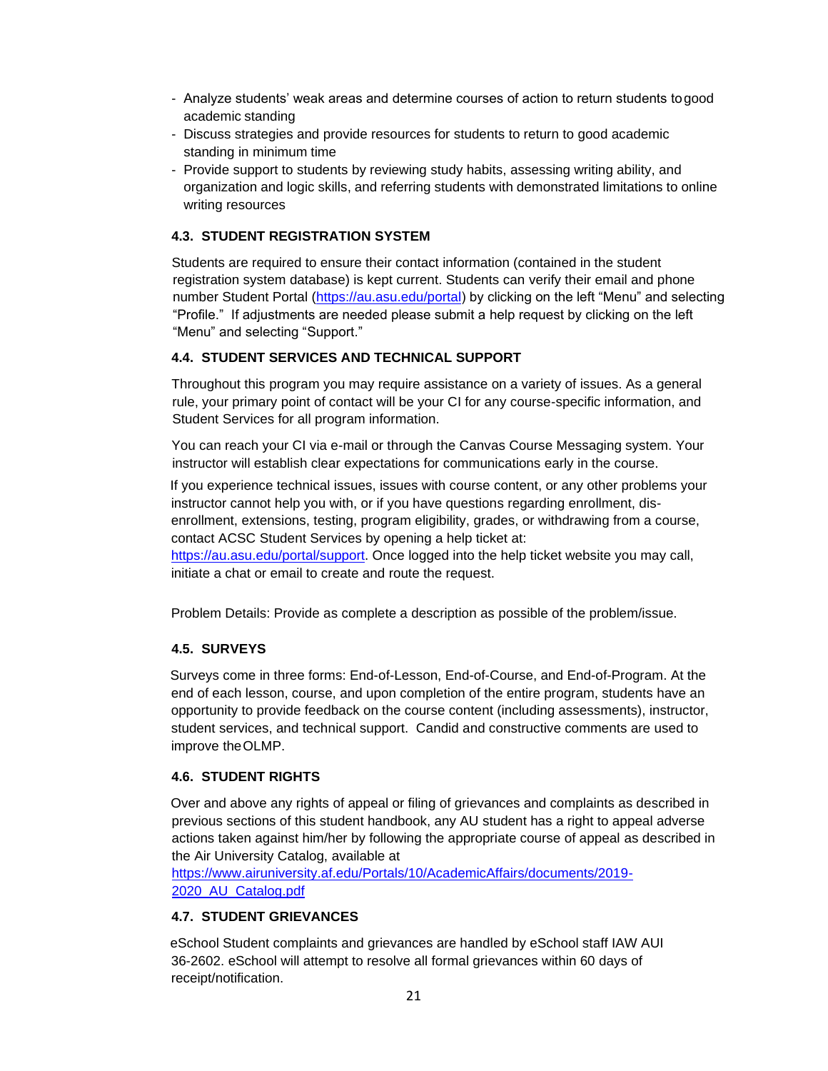- Analyze students' weak areas and determine courses of action to return students to good academic standing
- Discuss strategies and provide resources for students to return to good academic standing in minimum time
- Provide support to students by reviewing study habits, assessing writing ability, and organization and logic skills, and referring students with demonstrated limitations to online writing resources

### 4.3. STUDENT REGISTRATION SYSTEM

Students are required to ensure their contact information (contained in the student registration system database) is kept current. Students can verify their email and phone number Student Portal (https://au.asu.edu/portal) by clicking on the left "Menu" and selecting "Profile." If adjustments are needed please submit a help request by clicking on the left "Menu" and selecting "Support."

### 4.4. STUDENT SERVICES AND TECHNICAL SUPPORT

Throughout this program you may require assistance on a variety of issues. As a general rule, your primary point of contact will be your CI for any course-specific information, and Student Services for all program information.

You can reach your CI via e-mail or through the Canvas Course Messaging system. Your instructor will establish clear expectations for communications early in the course.

If you experience technical issues, issues with course content, or any other problems your instructor cannot help you with, or if you have questions regarding enrollment, dis-enrollment, extensions, testing, program eligibility, grades, or withdrawing from a course, contact ACSC Student Services by opening a help ticket at: https://au.asu.edu/portal/support. Once logged into the help ticket website you may call, initiate a chat or email to create and route the request.

Problem Details: Provide as complete a description as possible of the problem/issue.

### 4.5. SURVEYS

Surveys come in three forms: End-of-Lesson, End-of-Course, and End-of-Program. At the end of each lesson, course, and upon completion of the entire program, students have an opportunity to provide feedback on the course content (including assessments), instructor, student services, and technical support. Candid and constructive comments are used to improve the OLMP.

### 4.6. STUDENT RIGHTS

Over and above any rights of appeal or filing of grievances and complaints as described in previous sections of this student handbook, any AU student has a right to appeal adverse actions taken against him/her by following the appropriate course of appeal as described in the Air University Catalog, available at https://www.airuniversity.af.edu/Portals/10/AcademicAffairs/documents/2019-2020_AU_Catalog.pdf

### 4.7. STUDENT GRIEVANCES

eSchool Student complaints and grievances are handled by eSchool staff IAW AUI 36-2602. eSchool will attempt to resolve all formal grievances within 60 days of receipt/notification.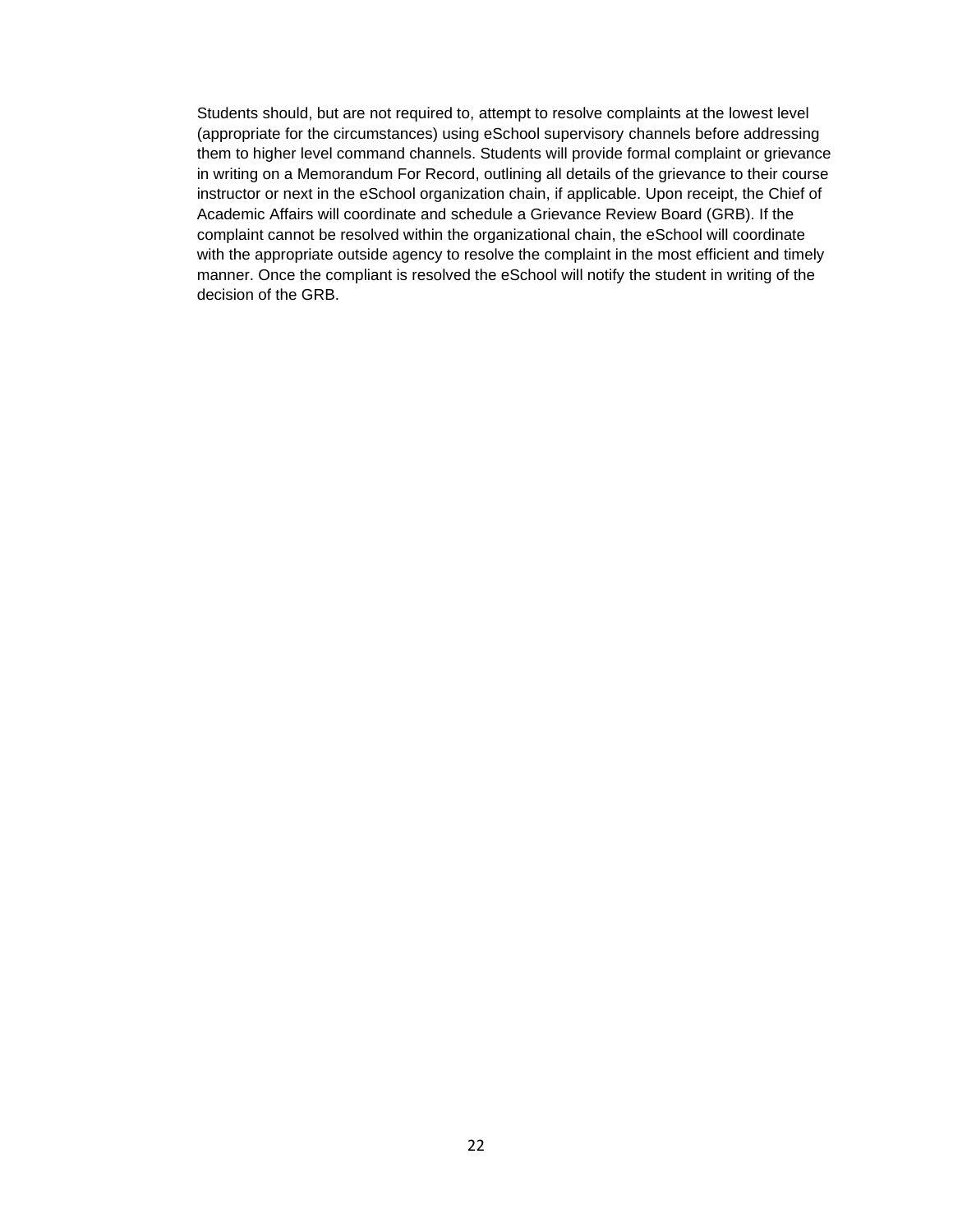Students should, but are not required to, attempt to resolve complaints at the lowest level (appropriate for the circumstances) using eSchool supervisory channels before addressing them to higher level command channels. Students will provide formal complaint or grievance in writing on a Memorandum For Record, outlining all details of the grievance to their course instructor or next in the eSchool organization chain, if applicable. Upon receipt, the Chief of Academic Affairs will coordinate and schedule a Grievance Review Board (GRB). If the complaint cannot be resolved within the organizational chain, the eSchool will coordinate with the appropriate outside agency to resolve the complaint in the most efficient and timely manner. Once the compliant is resolved the eSchool will notify the student in writing of the decision of the GRB.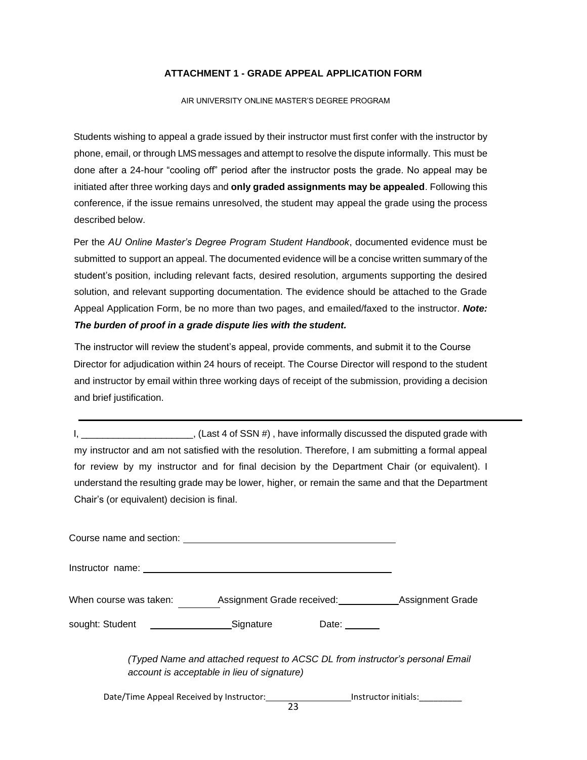**ATTACHMENT 1 - GRADE APPEAL APPLICATION FORM**

AIR UNIVERSITY ONLINE MASTER'S DEGREE PROGRAM

Students wishing to appeal a grade issued by their instructor must first confer with the instructor by phone, email, or through LMS messages and attempt to resolve the dispute informally. This must be done after a 24-hour "cooling off" period after the instructor posts the grade. No appeal may be initiated after three working days and **only graded assignments may be appealed**. Following this conference, if the issue remains unresolved, the student may appeal the grade using the process described below.

Per the *AU Online Master's Degree Program Student Handbook*, documented evidence must be submitted to support an appeal. The documented evidence will be a concise written summary of the student's position, including relevant facts, desired resolution, arguments supporting the desired solution, and relevant supporting documentation. The evidence should be attached to the Grade Appeal Application Form, be no more than two pages, and emailed/faxed to the instructor. ***Note: The burden of proof in a grade dispute lies with the student.***

The instructor will review the student's appeal, provide comments, and submit it to the Course Director for adjudication within 24 hours of receipt. The Course Director will respond to the student and instructor by email within three working days of receipt of the submission, providing a decision and brief justification.

---

I, _____________________, (Last 4 of SSN #) , have informally discussed the disputed grade with my instructor and am not satisfied with the resolution. Therefore, I am submitting a formal appeal for review by my instructor and for final decision by the Department Chair (or equivalent). I understand the resulting grade may be lower, higher, or remain the same and that the Department Chair's (or equivalent) decision is final.

Course name and section: ________________________________________

Instructor name: ________________________________________________

When course was taken: ________ Assignment Grade received: ___________ Assignment Grade sought: Student _______________ Signature Date: ______

*(Typed Name and attached request to ACSC DL from instructor's personal Email account is acceptable in lieu of signature)*

Date/Time Appeal Received by Instructor: ___________________ Instructor initials: _________